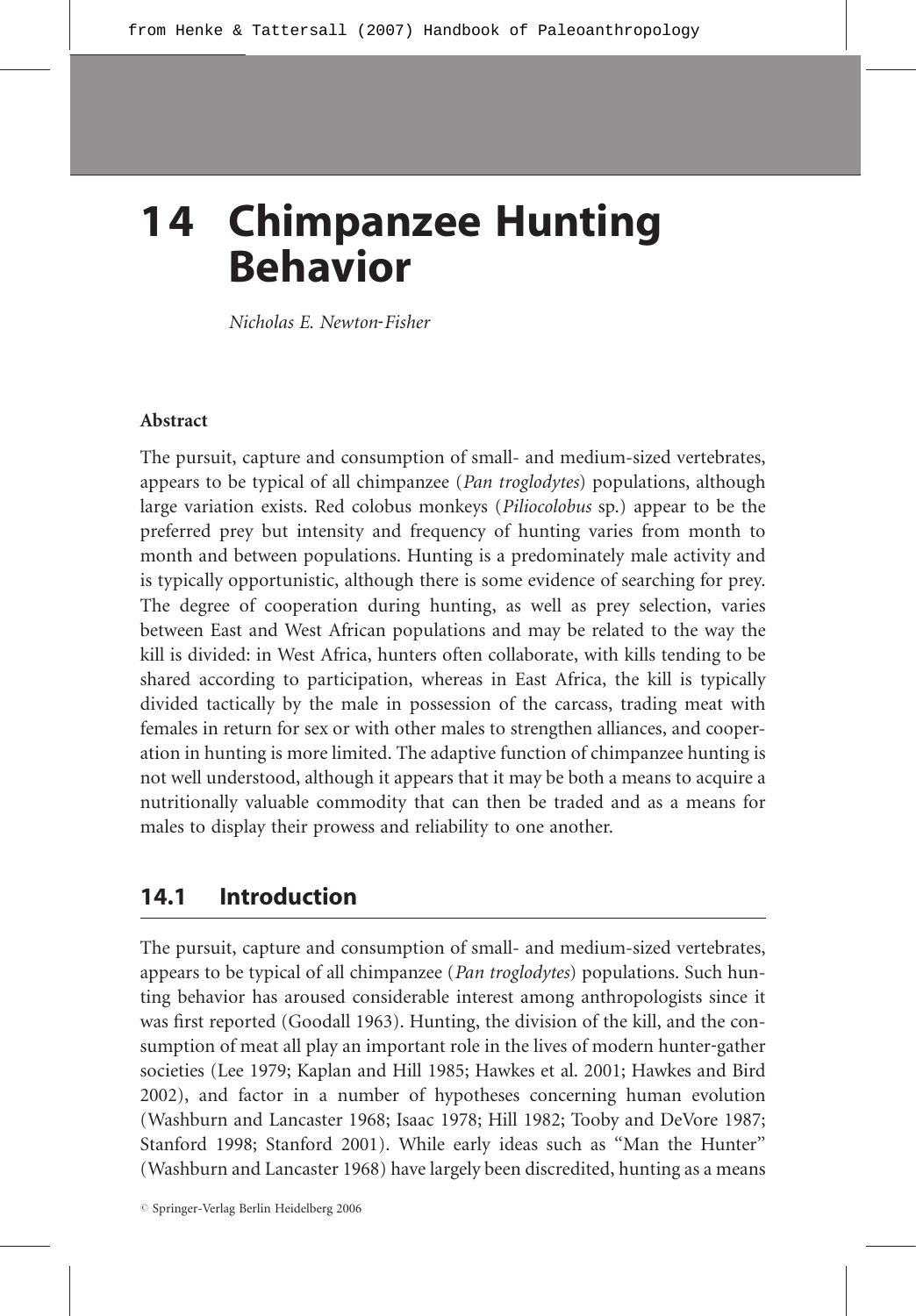# 14 Chimpanzee Hunting Behavior

*Nicholas E. Newton-Fisher*

**Abstract**

The pursuit, capture and consumption of small- and medium-sized vertebrates, appears to be typical of all chimpanzee (*Pan troglodytes*) populations, although large variation exists. Red colobus monkeys (*Piliocolobus* sp.) appear to be the preferred prey but intensity and frequency of hunting varies from month to month and between populations. Hunting is a predominately male activity and is typically opportunistic, although there is some evidence of searching for prey. The degree of cooperation during hunting, as well as prey selection, varies between East and West African populations and may be related to the way the kill is divided: in West Africa, hunters often collaborate, with kills tending to be shared according to participation, whereas in East Africa, the kill is typically divided tactically by the male in possession of the carcass, trading meat with females in return for sex or with other males to strengthen alliances, and cooperation in hunting is more limited. The adaptive function of chimpanzee hunting is not well understood, although it appears that it may be both a means to acquire a nutritionally valuable commodity that can then be traded and as a means for males to display their prowess and reliability to one another.

## 14.1 Introduction

The pursuit, capture and consumption of small- and medium-sized vertebrates, appears to be typical of all chimpanzee (*Pan troglodytes*) populations. Such hunting behavior has aroused considerable interest among anthropologists since it was first reported (Goodall 1963). Hunting, the division of the kill, and the consumption of meat all play an important role in the lives of modern hunter-gather societies (Lee 1979; Kaplan and Hill 1985; Hawkes et al. 2001; Hawkes and Bird 2002), and factor in a number of hypotheses concerning human evolution (Washburn and Lancaster 1968; Isaac 1978; Hill 1982; Tooby and DeVore 1987; Stanford 1998; Stanford 2001). While early ideas such as "Man the Hunter" (Washburn and Lancaster 1968) have largely been discredited, hunting as a means

© Springer-Verlag Berlin Heidelberg 2006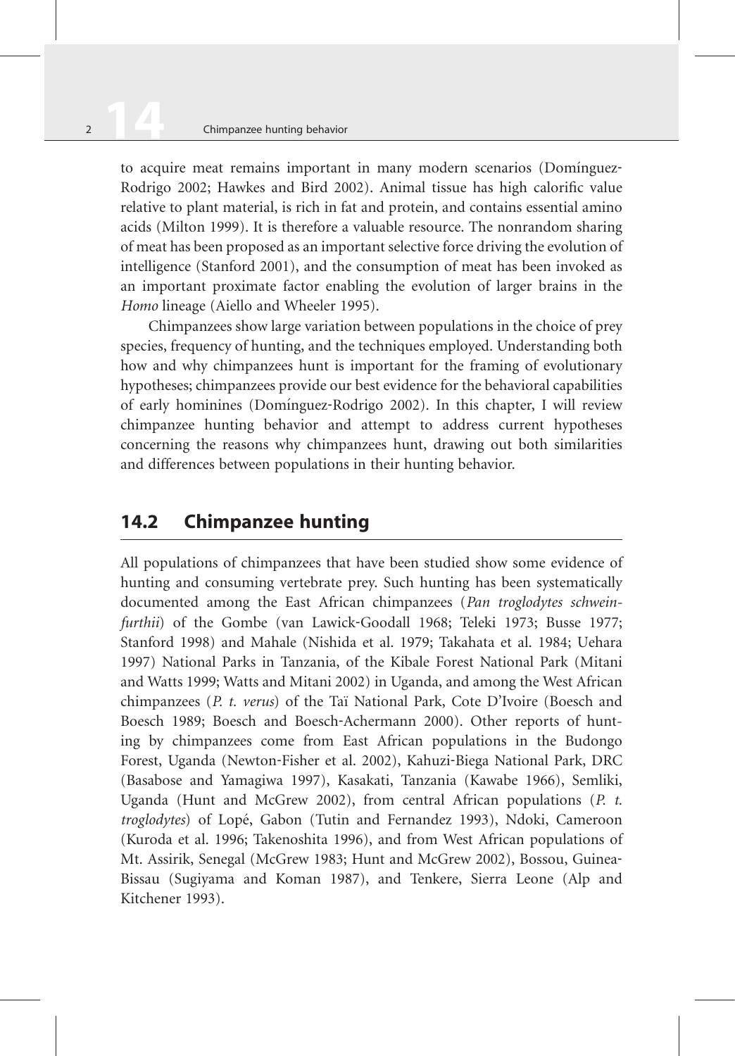to acquire meat remains important in many modern scenarios (Domínguez-Rodrigo 2002; Hawkes and Bird 2002). Animal tissue has high calorific value relative to plant material, is rich in fat and protein, and contains essential amino acids (Milton 1999). It is therefore a valuable resource. The nonrandom sharing of meat has been proposed as an important selective force driving the evolution of intelligence (Stanford 2001), and the consumption of meat has been invoked as an important proximate factor enabling the evolution of larger brains in the *Homo* lineage (Aiello and Wheeler 1995).

Chimpanzees show large variation between populations in the choice of prey species, frequency of hunting, and the techniques employed. Understanding both how and why chimpanzees hunt is important for the framing of evolutionary hypotheses; chimpanzees provide our best evidence for the behavioral capabilities of early hominines (Domínguez-Rodrigo 2002). In this chapter, I will review chimpanzee hunting behavior and attempt to address current hypotheses concerning the reasons why chimpanzees hunt, drawing out both similarities and differences between populations in their hunting behavior.

## 14.2 Chimpanzee hunting

All populations of chimpanzees that have been studied show some evidence of hunting and consuming vertebrate prey. Such hunting has been systematically documented among the East African chimpanzees (*Pan troglodytes schweinfurthii*) of the Gombe (van Lawick-Goodall 1968; Teleki 1973; Busse 1977; Stanford 1998) and Mahale (Nishida et al. 1979; Takahata et al. 1984; Uehara 1997) National Parks in Tanzania, of the Kibale Forest National Park (Mitani and Watts 1999; Watts and Mitani 2002) in Uganda, and among the West African chimpanzees (*P. t. verus*) of the Taï National Park, Cote D'Ivoire (Boesch and Boesch 1989; Boesch and Boesch-Achermann 2000). Other reports of hunting by chimpanzees come from East African populations in the Budongo Forest, Uganda (Newton-Fisher et al. 2002), Kahuzi-Biega National Park, DRC (Basabose and Yamagiwa 1997), Kasakati, Tanzania (Kawabe 1966), Semliki, Uganda (Hunt and McGrew 2002), from central African populations (*P. t. troglodytes*) of Lopé, Gabon (Tutin and Fernandez 1993), Ndoki, Cameroon (Kuroda et al. 1996; Takenoshita 1996), and from West African populations of Mt. Assirik, Senegal (McGrew 1983; Hunt and McGrew 2002), Bossou, Guinea-Bissau (Sugiyama and Koman 1987), and Tenkere, Sierra Leone (Alp and Kitchener 1993).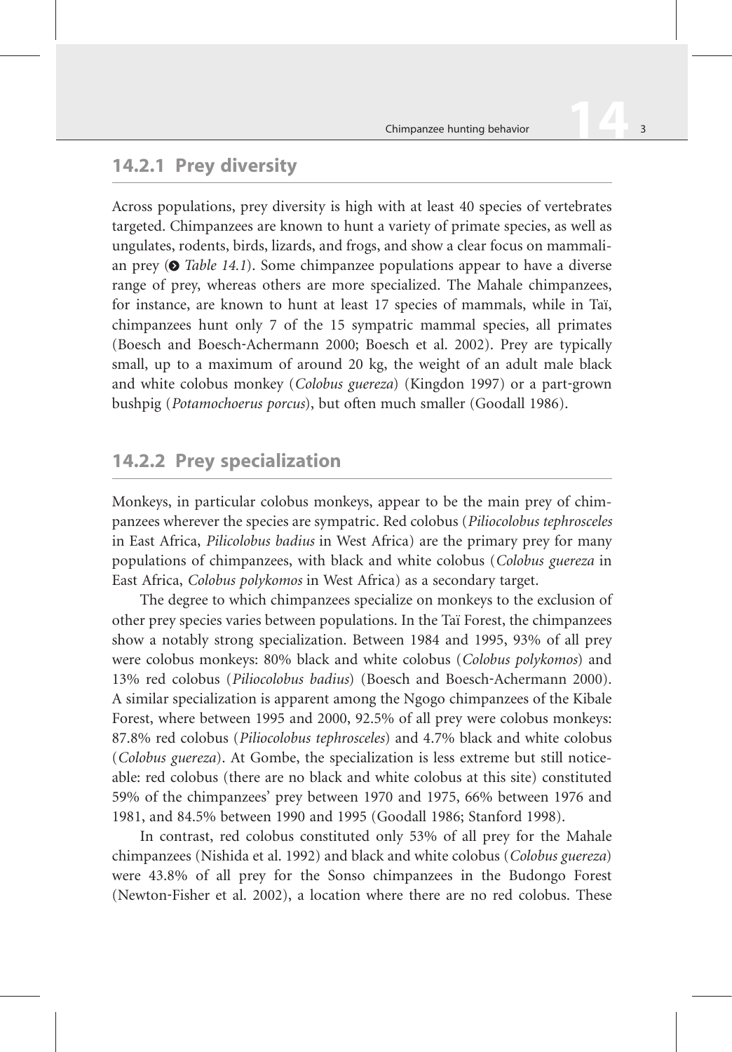## 14.2.1 Prey diversity

Across populations, prey diversity is high with at least 40 species of vertebrates targeted. Chimpanzees are known to hunt a variety of primate species, as well as ungulates, rodents, birds, lizards, and frogs, and show a clear focus on mammalian prey (➲ *Table 14.1*). Some chimpanzee populations appear to have a diverse range of prey, whereas others are more specialized. The Mahale chimpanzees, for instance, are known to hunt at least 17 species of mammals, while in Taï, chimpanzees hunt only 7 of the 15 sympatric mammal species, all primates (Boesch and Boesch-Achermann 2000; Boesch et al. 2002). Prey are typically small, up to a maximum of around 20 kg, the weight of an adult male black and white colobus monkey (*Colobus guereza*) (Kingdon 1997) or a part-grown bushpig (*Potamochoerus porcus*), but often much smaller (Goodall 1986).

## 14.2.2 Prey specialization

Monkeys, in particular colobus monkeys, appear to be the main prey of chimpanzees wherever the species are sympatric. Red colobus (*Piliocolobus tephrosceles* in East Africa, *Pilicolobus badius* in West Africa) are the primary prey for many populations of chimpanzees, with black and white colobus (*Colobus guereza* in East Africa, *Colobus polykomos* in West Africa) as a secondary target.

The degree to which chimpanzees specialize on monkeys to the exclusion of other prey species varies between populations. In the Taï Forest, the chimpanzees show a notably strong specialization. Between 1984 and 1995, 93% of all prey were colobus monkeys: 80% black and white colobus (*Colobus polykomos*) and 13% red colobus (*Piliocolobus badius*) (Boesch and Boesch-Achermann 2000). A similar specialization is apparent among the Ngogo chimpanzees of the Kibale Forest, where between 1995 and 2000, 92.5% of all prey were colobus monkeys: 87.8% red colobus (*Piliocolobus tephrosceles*) and 4.7% black and white colobus (*Colobus guereza*). At Gombe, the specialization is less extreme but still noticeable: red colobus (there are no black and white colobus at this site) constituted 59% of the chimpanzees' prey between 1970 and 1975, 66% between 1976 and 1981, and 84.5% between 1990 and 1995 (Goodall 1986; Stanford 1998).

In contrast, red colobus constituted only 53% of all prey for the Mahale chimpanzees (Nishida et al. 1992) and black and white colobus (*Colobus guereza*) were 43.8% of all prey for the Sonso chimpanzees in the Budongo Forest (Newton-Fisher et al. 2002), a location where there are no red colobus. These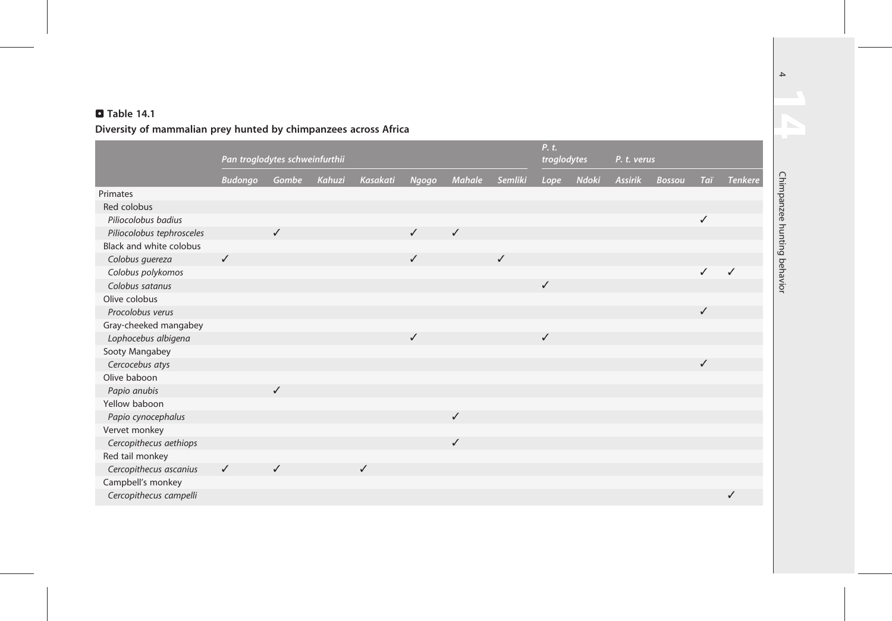**Table 14.1**

**Diversity of mammalian prey hunted by chimpanzees across Africa**

| | *Pan troglodytes schweinfurthii* | | | | | | | *P. t. troglodytes* | | *P. t. verus* | | | |
|---|---|---|---|---|---|---|---|---|---|---|---|---|---|
| | *Budongo* | *Gombe* | *Kahuzi* | *Kasakati* | *Ngogo* | *Mahale* | *Semliki* | *Lope* | *Ndoki* | *Assirik* | *Bossou* | *Taï* | *Tenkere* |
| Primates | | | | | | | | | | | | | |
| Red colobus | | | | | | | | | | | | | |
| *Piliocolobus badius* | | | | | | | | | | | | ✓ | |
| *Piliocolobus tephrosceles* | | ✓ | | | ✓ | ✓ | | | | | | | |
| Black and white colobus | | | | | | | | | | | | | |
| *Colobus guereza* | ✓ | | | | ✓ | | ✓ | | | | | | |
| *Colobus polykomos* | | | | | | | | | | | | ✓ | ✓ |
| *Colobus satanus* | | | | | | | | ✓ | | | | | |
| Olive colobus | | | | | | | | | | | | | |
| *Procolobus verus* | | | | | | | | | | | | ✓ | |
| Gray-cheeked mangabey | | | | | | | | | | | | | |
| *Lophocebus albigena* | | | | | ✓ | | | ✓ | | | | | |
| Sooty Mangabey | | | | | | | | | | | | | |
| *Cercocebus atys* | | | | | | | | | | | | ✓ | |
| Olive baboon | | | | | | | | | | | | | |
| *Papio anubis* | | ✓ | | | | | | | | | | | |
| Yellow baboon | | | | | | | | | | | | | |
| *Papio cynocephalus* | | | | | | ✓ | | | | | | | |
| Vervet monkey | | | | | | | | | | | | | |
| *Cercopithecus aethiops* | | | | | | ✓ | | | | | | | |
| Red tail monkey | | | | | | | | | | | | | |
| *Cercopithecus ascanius* | ✓ | ✓ | | ✓ | | | | | | | | | |
| Campbell's monkey | | | | | | | | | | | | | |
| *Cercopithecus campelli* | | | | | | | | | | | | | ✓ |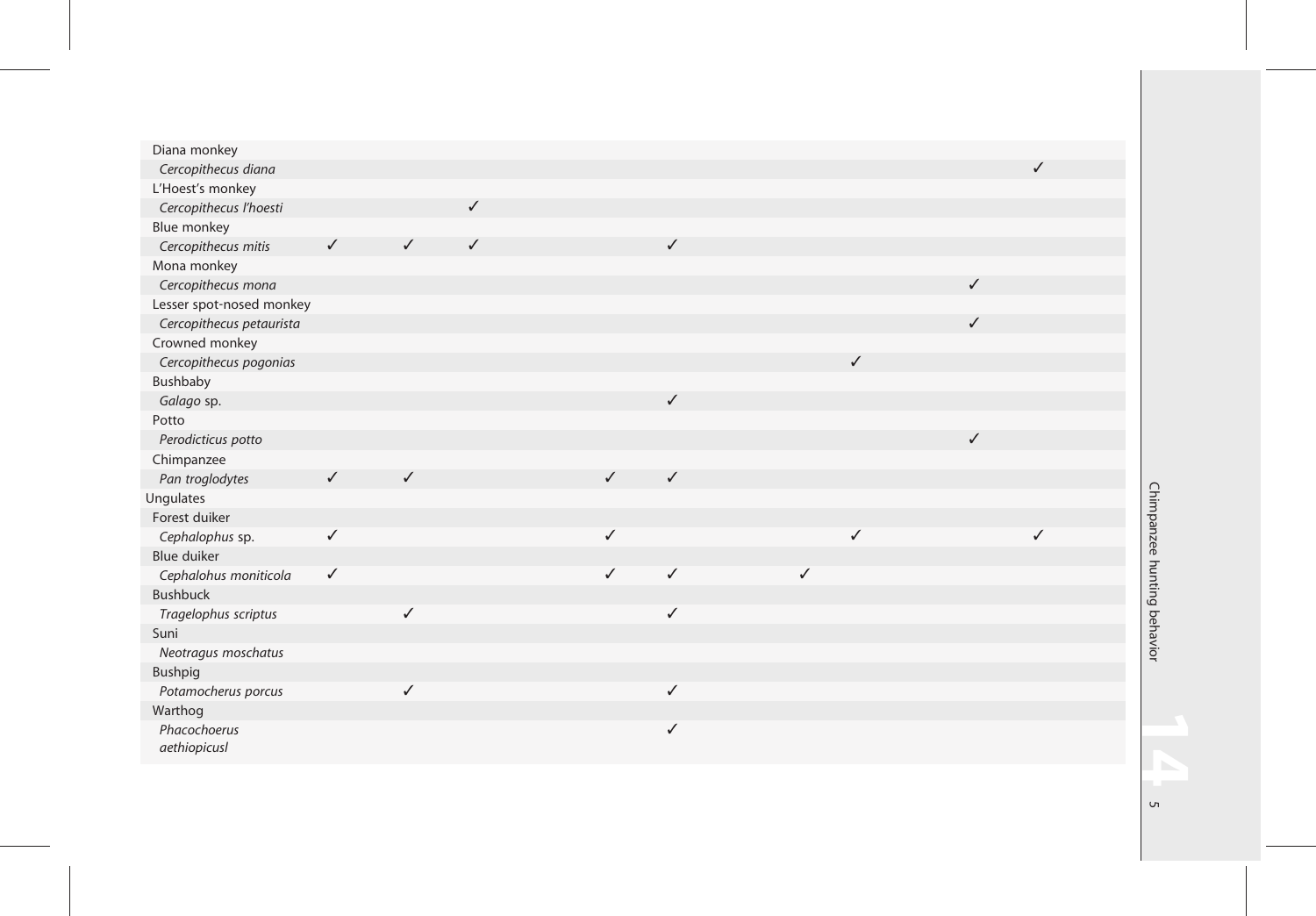| | | | | | | | | | |
|---|---|---|---|---|---|---|---|---|---|
| Diana monkey | | | | | | | | | |
| *Cercopithecus diana* | | | | | | | | | ✓ |
| L'Hoest's monkey | | | | | | | | | |
| *Cercopithecus l'hoesti* | | | ✓ | | | | | | |
| Blue monkey | | | | | | | | | |
| *Cercopithecus mitis* | ✓ | ✓ | ✓ | | ✓ | | | | |
| Mona monkey | | | | | | | | | |
| *Cercopithecus mona* | | | | | | | | ✓ | |
| Lesser spot-nosed monkey | | | | | | | | | |
| *Cercopithecus petaurista* | | | | | | | | ✓ | |
| Crowned monkey | | | | | | | | | |
| *Cercopithecus pogonias* | | | | | | | ✓ | | |
| Bushbaby | | | | | | | | | |
| *Galago* sp. | | | | | ✓ | | | | |
| Potto | | | | | | | | | |
| *Perodicticus potto* | | | | | | | | ✓ | |
| Chimpanzee | | | | | | | | | |
| *Pan troglodytes* | ✓ | ✓ | | ✓ | ✓ | | | | |
| Ungulates | | | | | | | | | |
| Forest duiker | | | | | | | | | |
| *Cephalophus* sp. | ✓ | | | ✓ | | | ✓ | | ✓ |
| Blue duiker | | | | | | | | | |
| *Cephalohus moniticola* | ✓ | | | ✓ | ✓ | ✓ | | | |
| Bushbuck | | | | | | | | | |
| *Tragelophus scriptus* | | ✓ | | | ✓ | | | | |
| Suni | | | | | | | | | |
| *Neotragus moschatus* | | | | | | | | | |
| Bushpig | | | | | | | | | |
| *Potamocherus porcus* | | ✓ | | | ✓ | | | | |
| Warthog | | | | | | | | | |
| *Phacochoerus aethiopicusl* | | | | | ✓ | | | | |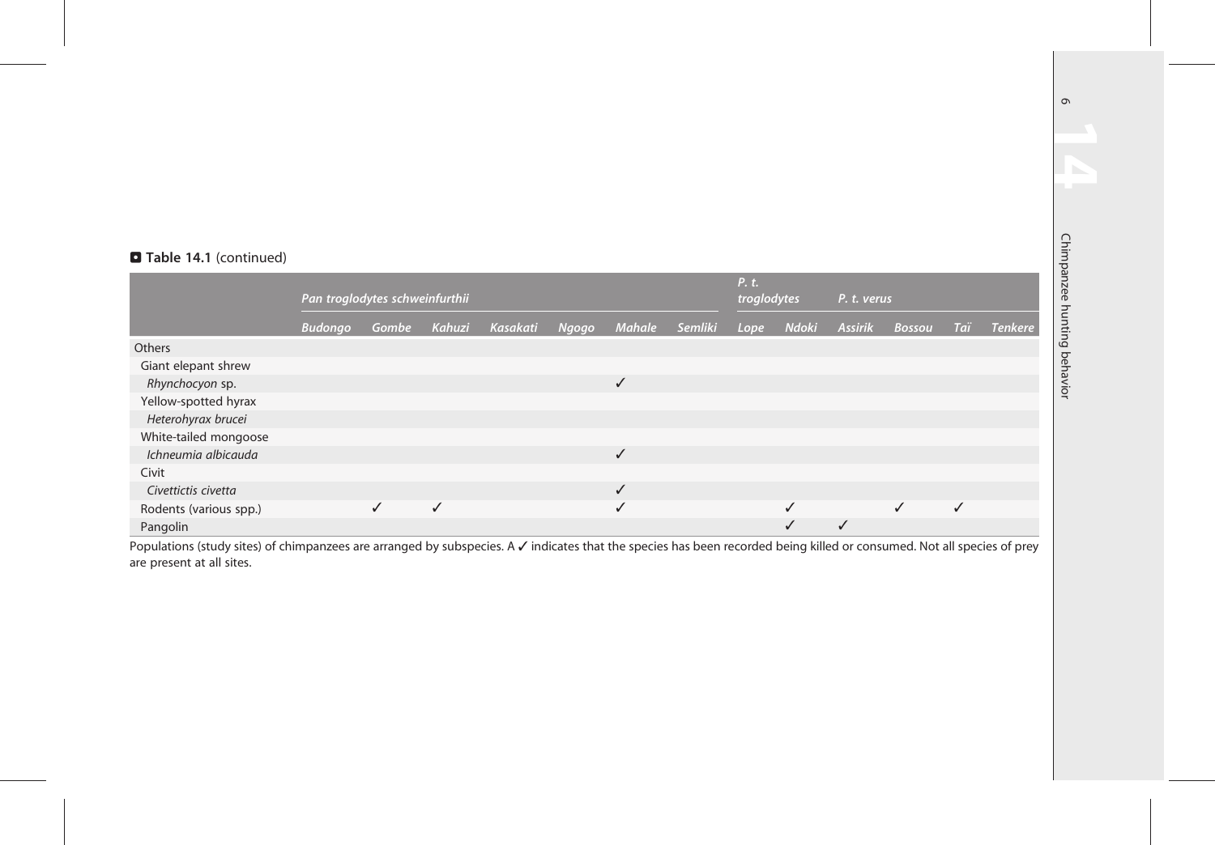**Table 14.1** (continued)

| | *Pan troglodytes schweinfurthii* | | | | | | | *P. t. troglodytes* | | *P. t. verus* | | | |
|---|---|---|---|---|---|---|---|---|---|---|---|---|---|
| | ***Budongo*** | ***Gombe*** | ***Kahuzi*** | ***Kasakati*** | ***Ngogo*** | ***Mahale*** | ***Semliki*** | ***Lope*** | ***Ndoki*** | ***Assirik*** | ***Bossou*** | ***Taï*** | ***Tenkere*** |
| Others | | | | | | | | | | | | | |
| Giant elepant shrew | | | | | | | | | | | | | |
| *Rhynchocyon* sp. | | | | | | ✓ | | | | | | | |
| Yellow-spotted hyrax | | | | | | | | | | | | | |
| *Heterohyrax brucei* | | | | | | | | | | | | | |
| White-tailed mongoose | | | | | | | | | | | | | |
| *Ichneumia albicauda* | | | | | | ✓ | | | | | | | |
| Civit | | | | | | | | | | | | | |
| *Civettictis civetta* | | | | | | ✓ | | | | | | | |
| Rodents (various spp.) | | ✓ | ✓ | | | ✓ | | | ✓ | | ✓ | ✓ | |
| Pangolin | | | | | | | | | ✓ | ✓ | | | |

Populations (study sites) of chimpanzees are arranged by subspecies. A ✓ indicates that the species has been recorded being killed or consumed. Not all species of prey are present at all sites.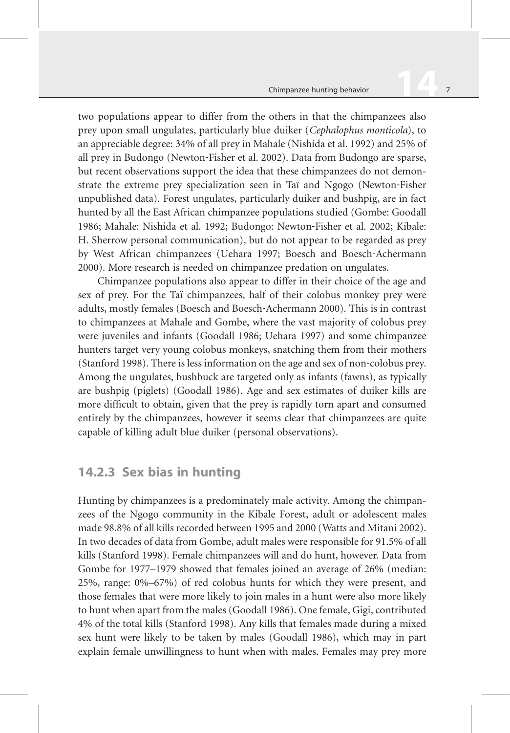two populations appear to differ from the others in that the chimpanzees also prey upon small ungulates, particularly blue duiker (*Cephalophus monticola*), to an appreciable degree: 34% of all prey in Mahale (Nishida et al. 1992) and 25% of all prey in Budongo (Newton-Fisher et al. 2002). Data from Budongo are sparse, but recent observations support the idea that these chimpanzees do not demonstrate the extreme prey specialization seen in Taï and Ngogo (Newton-Fisher unpublished data). Forest ungulates, particularly duiker and bushpig, are in fact hunted by all the East African chimpanzee populations studied (Gombe: Goodall 1986; Mahale: Nishida et al. 1992; Budongo: Newton-Fisher et al. 2002; Kibale: H. Sherrow personal communication), but do not appear to be regarded as prey by West African chimpanzees (Uehara 1997; Boesch and Boesch-Achermann 2000). More research is needed on chimpanzee predation on ungulates.

Chimpanzee populations also appear to differ in their choice of the age and sex of prey. For the Taï chimpanzees, half of their colobus monkey prey were adults, mostly females (Boesch and Boesch-Achermann 2000). This is in contrast to chimpanzees at Mahale and Gombe, where the vast majority of colobus prey were juveniles and infants (Goodall 1986; Uehara 1997) and some chimpanzee hunters target very young colobus monkeys, snatching them from their mothers (Stanford 1998). There is less information on the age and sex of non-colobus prey. Among the ungulates, bushbuck are targeted only as infants (fawns), as typically are bushpig (piglets) (Goodall 1986). Age and sex estimates of duiker kills are more difficult to obtain, given that the prey is rapidly torn apart and consumed entirely by the chimpanzees, however it seems clear that chimpanzees are quite capable of killing adult blue duiker (personal observations).

### 14.2.3 Sex bias in hunting

Hunting by chimpanzees is a predominately male activity. Among the chimpanzees of the Ngogo community in the Kibale Forest, adult or adolescent males made 98.8% of all kills recorded between 1995 and 2000 (Watts and Mitani 2002). In two decades of data from Gombe, adult males were responsible for 91.5% of all kills (Stanford 1998). Female chimpanzees will and do hunt, however. Data from Gombe for 1977–1979 showed that females joined an average of 26% (median: 25%, range: 0%–67%) of red colobus hunts for which they were present, and those females that were more likely to join males in a hunt were also more likely to hunt when apart from the males (Goodall 1986). One female, Gigi, contributed 4% of the total kills (Stanford 1998). Any kills that females made during a mixed sex hunt were likely to be taken by males (Goodall 1986), which may in part explain female unwillingness to hunt when with males. Females may prey more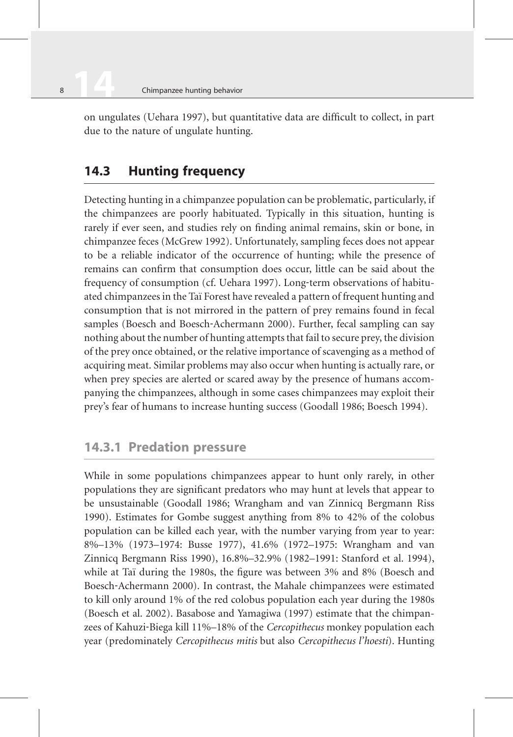on ungulates (Uehara 1997), but quantitative data are difficult to collect, in part due to the nature of ungulate hunting.

## 14.3 Hunting frequency

Detecting hunting in a chimpanzee population can be problematic, particularly, if the chimpanzees are poorly habituated. Typically in this situation, hunting is rarely if ever seen, and studies rely on finding animal remains, skin or bone, in chimpanzee feces (McGrew 1992). Unfortunately, sampling feces does not appear to be a reliable indicator of the occurrence of hunting; while the presence of remains can confirm that consumption does occur, little can be said about the frequency of consumption (cf. Uehara 1997). Long-term observations of habituated chimpanzees in the Taï Forest have revealed a pattern of frequent hunting and consumption that is not mirrored in the pattern of prey remains found in fecal samples (Boesch and Boesch-Achermann 2000). Further, fecal sampling can say nothing about the number of hunting attempts that fail to secure prey, the division of the prey once obtained, or the relative importance of scavenging as a method of acquiring meat. Similar problems may also occur when hunting is actually rare, or when prey species are alerted or scared away by the presence of humans accompanying the chimpanzees, although in some cases chimpanzees may exploit their prey's fear of humans to increase hunting success (Goodall 1986; Boesch 1994).

### 14.3.1 Predation pressure

While in some populations chimpanzees appear to hunt only rarely, in other populations they are significant predators who may hunt at levels that appear to be unsustainable (Goodall 1986; Wrangham and van Zinnicq Bergmann Riss 1990). Estimates for Gombe suggest anything from 8% to 42% of the colobus population can be killed each year, with the number varying from year to year: 8%–13% (1973–1974: Busse 1977), 41.6% (1972–1975: Wrangham and van Zinnicq Bergmann Riss 1990), 16.8%–32.9% (1982–1991: Stanford et al. 1994), while at Taï during the 1980s, the figure was between 3% and 8% (Boesch and Boesch-Achermann 2000). In contrast, the Mahale chimpanzees were estimated to kill only around 1% of the red colobus population each year during the 1980s (Boesch et al. 2002). Basabose and Yamagiwa (1997) estimate that the chimpanzees of Kahuzi-Biega kill 11%–18% of the *Cercopithecus* monkey population each year (predominately *Cercopithecus mitis* but also *Cercopithecus l'hoesti*). Hunting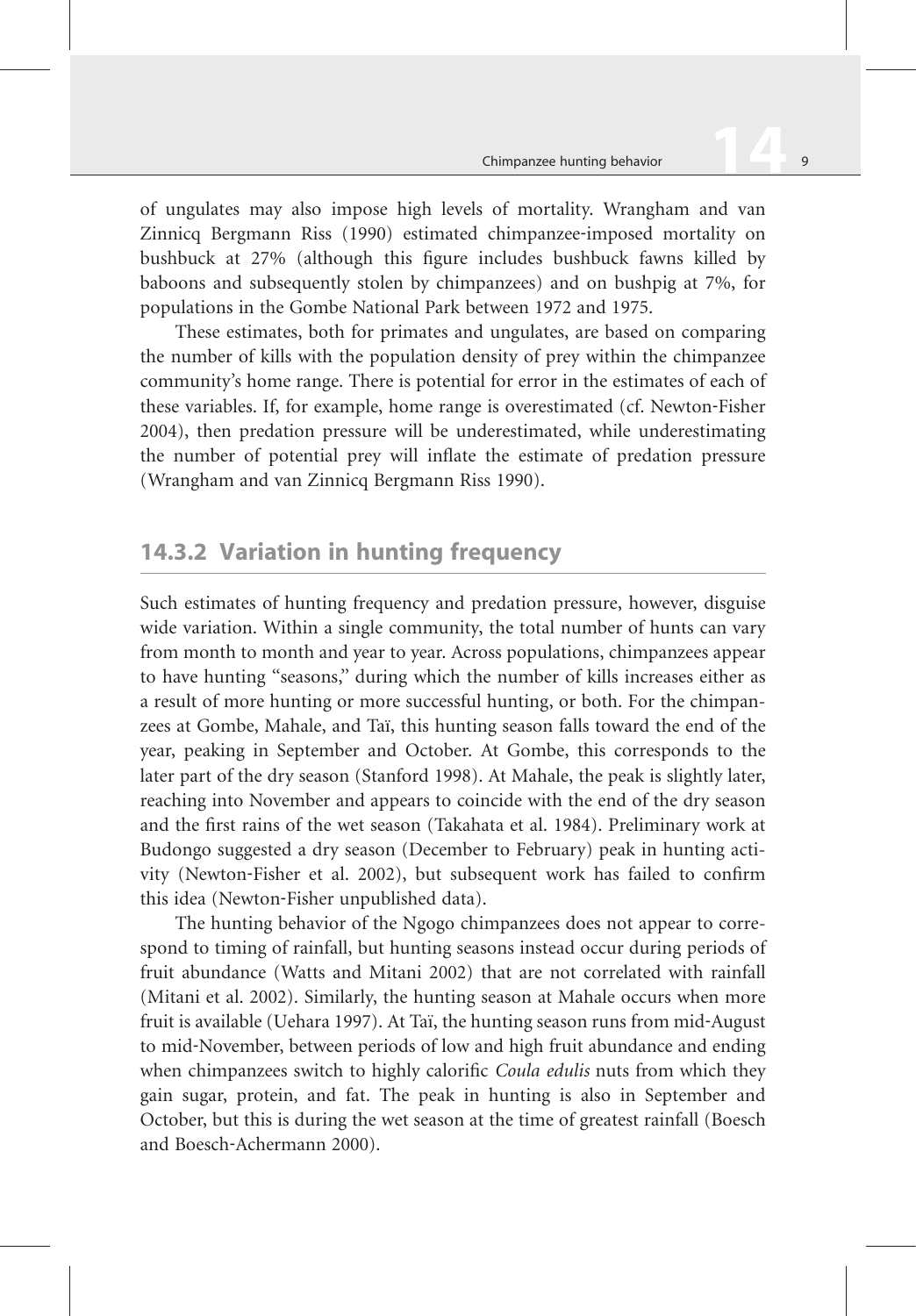of ungulates may also impose high levels of mortality. Wrangham and van Zinnicq Bergmann Riss (1990) estimated chimpanzee-imposed mortality on bushbuck at 27% (although this figure includes bushbuck fawns killed by baboons and subsequently stolen by chimpanzees) and on bushpig at 7%, for populations in the Gombe National Park between 1972 and 1975.

These estimates, both for primates and ungulates, are based on comparing the number of kills with the population density of prey within the chimpanzee community's home range. There is potential for error in the estimates of each of these variables. If, for example, home range is overestimated (cf. Newton-Fisher 2004), then predation pressure will be underestimated, while underestimating the number of potential prey will inflate the estimate of predation pressure (Wrangham and van Zinnicq Bergmann Riss 1990).

## 14.3.2 Variation in hunting frequency

Such estimates of hunting frequency and predation pressure, however, disguise wide variation. Within a single community, the total number of hunts can vary from month to month and year to year. Across populations, chimpanzees appear to have hunting "seasons," during which the number of kills increases either as a result of more hunting or more successful hunting, or both. For the chimpanzees at Gombe, Mahale, and Taï, this hunting season falls toward the end of the year, peaking in September and October. At Gombe, this corresponds to the later part of the dry season (Stanford 1998). At Mahale, the peak is slightly later, reaching into November and appears to coincide with the end of the dry season and the first rains of the wet season (Takahata et al. 1984). Preliminary work at Budongo suggested a dry season (December to February) peak in hunting activity (Newton-Fisher et al. 2002), but subsequent work has failed to confirm this idea (Newton-Fisher unpublished data).

The hunting behavior of the Ngogo chimpanzees does not appear to correspond to timing of rainfall, but hunting seasons instead occur during periods of fruit abundance (Watts and Mitani 2002) that are not correlated with rainfall (Mitani et al. 2002). Similarly, the hunting season at Mahale occurs when more fruit is available (Uehara 1997). At Taï, the hunting season runs from mid-August to mid-November, between periods of low and high fruit abundance and ending when chimpanzees switch to highly calorific *Coula edulis* nuts from which they gain sugar, protein, and fat. The peak in hunting is also in September and October, but this is during the wet season at the time of greatest rainfall (Boesch and Boesch-Achermann 2000).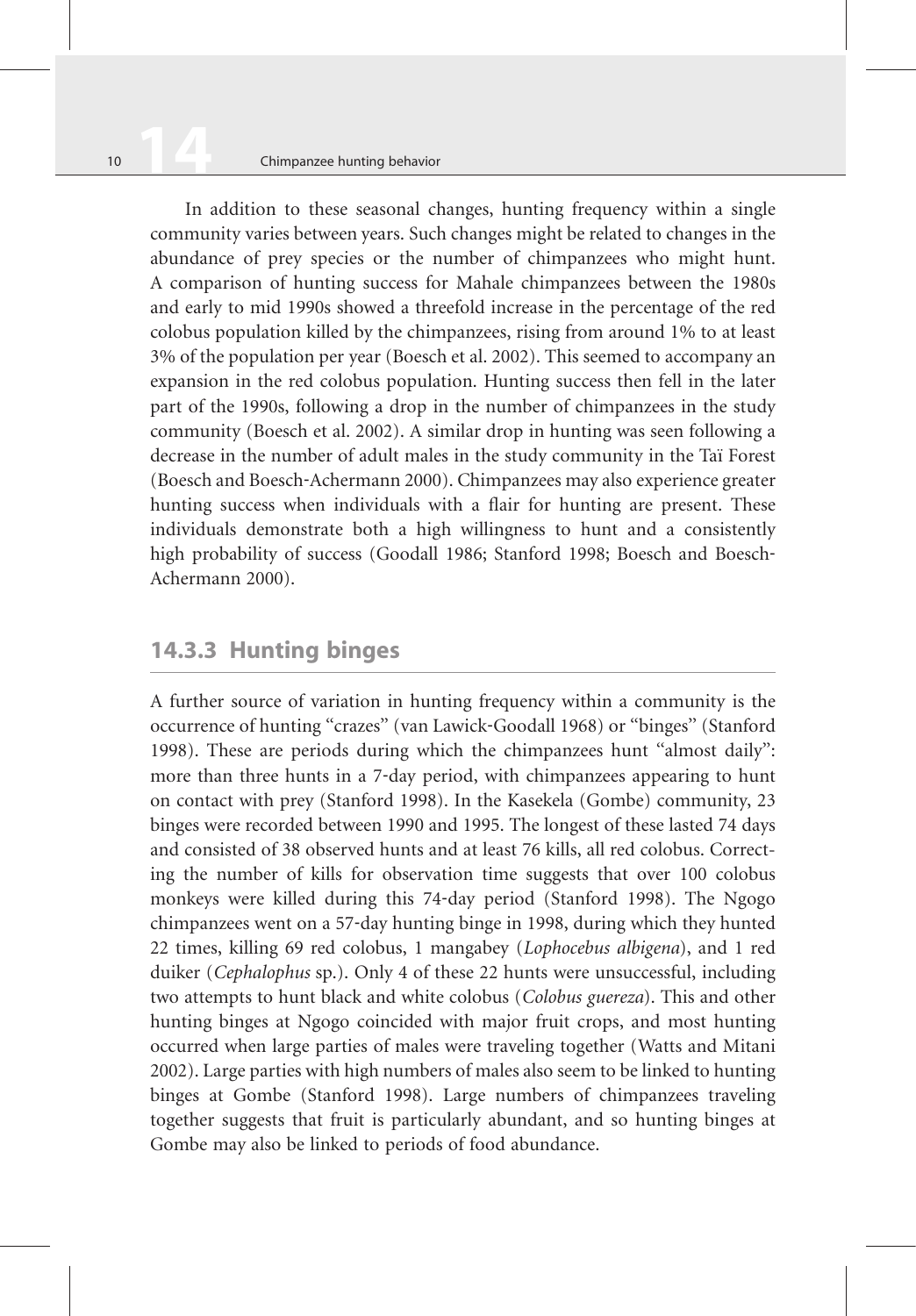In addition to these seasonal changes, hunting frequency within a single community varies between years. Such changes might be related to changes in the abundance of prey species or the number of chimpanzees who might hunt. A comparison of hunting success for Mahale chimpanzees between the 1980s and early to mid 1990s showed a threefold increase in the percentage of the red colobus population killed by the chimpanzees, rising from around 1% to at least 3% of the population per year (Boesch et al. 2002). This seemed to accompany an expansion in the red colobus population. Hunting success then fell in the later part of the 1990s, following a drop in the number of chimpanzees in the study community (Boesch et al. 2002). A similar drop in hunting was seen following a decrease in the number of adult males in the study community in the Taï Forest (Boesch and Boesch-Achermann 2000). Chimpanzees may also experience greater hunting success when individuals with a flair for hunting are present. These individuals demonstrate both a high willingness to hunt and a consistently high probability of success (Goodall 1986; Stanford 1998; Boesch and Boesch-Achermann 2000).

### 14.3.3 Hunting binges

A further source of variation in hunting frequency within a community is the occurrence of hunting "crazes" (van Lawick-Goodall 1968) or "binges" (Stanford 1998). These are periods during which the chimpanzees hunt "almost daily": more than three hunts in a 7-day period, with chimpanzees appearing to hunt on contact with prey (Stanford 1998). In the Kasekela (Gombe) community, 23 binges were recorded between 1990 and 1995. The longest of these lasted 74 days and consisted of 38 observed hunts and at least 76 kills, all red colobus. Correcting the number of kills for observation time suggests that over 100 colobus monkeys were killed during this 74-day period (Stanford 1998). The Ngogo chimpanzees went on a 57-day hunting binge in 1998, during which they hunted 22 times, killing 69 red colobus, 1 mangabey (*Lophocebus albigena*), and 1 red duiker (*Cephalophus* sp.). Only 4 of these 22 hunts were unsuccessful, including two attempts to hunt black and white colobus (*Colobus guereza*). This and other hunting binges at Ngogo coincided with major fruit crops, and most hunting occurred when large parties of males were traveling together (Watts and Mitani 2002). Large parties with high numbers of males also seem to be linked to hunting binges at Gombe (Stanford 1998). Large numbers of chimpanzees traveling together suggests that fruit is particularly abundant, and so hunting binges at Gombe may also be linked to periods of food abundance.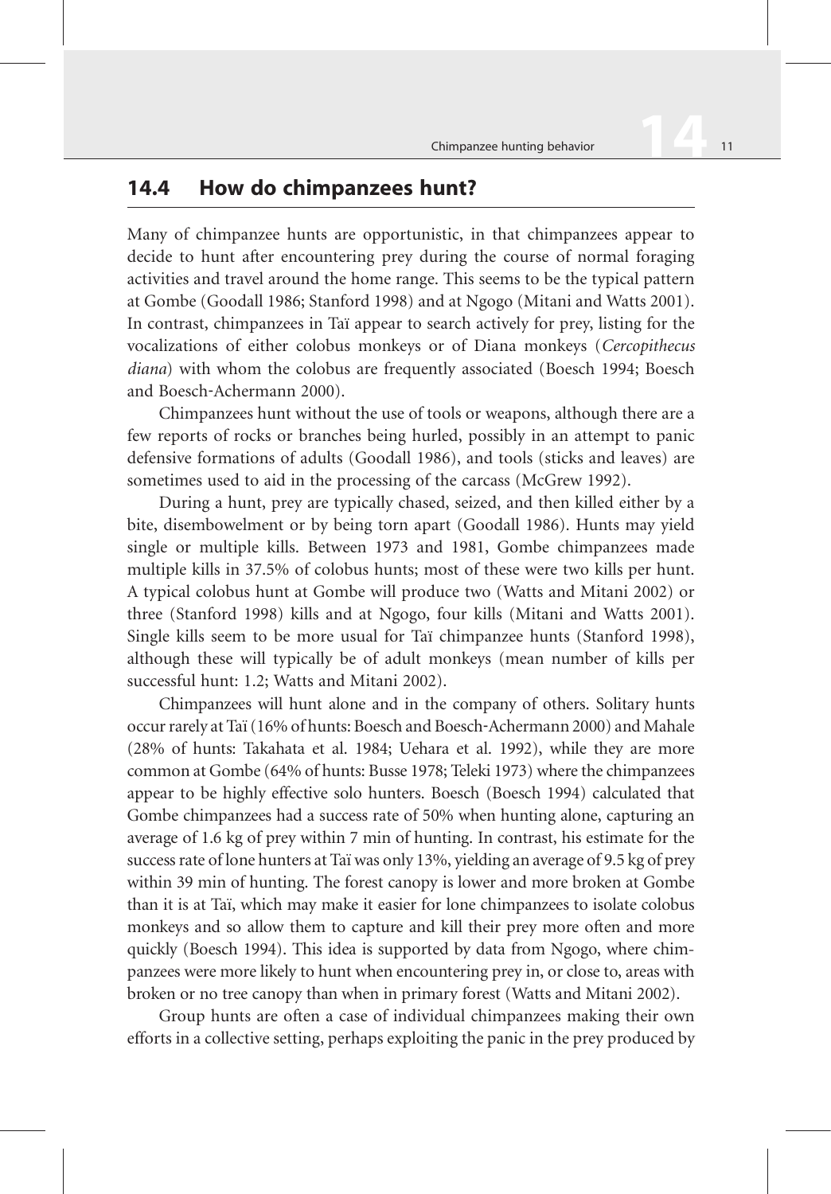## 14.4 How do chimpanzees hunt?

Many of chimpanzee hunts are opportunistic, in that chimpanzees appear to decide to hunt after encountering prey during the course of normal foraging activities and travel around the home range. This seems to be the typical pattern at Gombe (Goodall 1986; Stanford 1998) and at Ngogo (Mitani and Watts 2001). In contrast, chimpanzees in Taï appear to search actively for prey, listing for the vocalizations of either colobus monkeys or of Diana monkeys (*Cercopithecus diana*) with whom the colobus are frequently associated (Boesch 1994; Boesch and Boesch-Achermann 2000).

Chimpanzees hunt without the use of tools or weapons, although there are a few reports of rocks or branches being hurled, possibly in an attempt to panic defensive formations of adults (Goodall 1986), and tools (sticks and leaves) are sometimes used to aid in the processing of the carcass (McGrew 1992).

During a hunt, prey are typically chased, seized, and then killed either by a bite, disembowelment or by being torn apart (Goodall 1986). Hunts may yield single or multiple kills. Between 1973 and 1981, Gombe chimpanzees made multiple kills in 37.5% of colobus hunts; most of these were two kills per hunt. A typical colobus hunt at Gombe will produce two (Watts and Mitani 2002) or three (Stanford 1998) kills and at Ngogo, four kills (Mitani and Watts 2001). Single kills seem to be more usual for Taï chimpanzee hunts (Stanford 1998), although these will typically be of adult monkeys (mean number of kills per successful hunt: 1.2; Watts and Mitani 2002).

Chimpanzees will hunt alone and in the company of others. Solitary hunts occur rarely at Taï (16% of hunts: Boesch and Boesch-Achermann 2000) and Mahale (28% of hunts: Takahata et al. 1984; Uehara et al. 1992), while they are more common at Gombe (64% of hunts: Busse 1978; Teleki 1973) where the chimpanzees appear to be highly effective solo hunters. Boesch (Boesch 1994) calculated that Gombe chimpanzees had a success rate of 50% when hunting alone, capturing an average of 1.6 kg of prey within 7 min of hunting. In contrast, his estimate for the success rate of lone hunters at Taï was only 13%, yielding an average of 9.5 kg of prey within 39 min of hunting. The forest canopy is lower and more broken at Gombe than it is at Taï, which may make it easier for lone chimpanzees to isolate colobus monkeys and so allow them to capture and kill their prey more often and more quickly (Boesch 1994). This idea is supported by data from Ngogo, where chimpanzees were more likely to hunt when encountering prey in, or close to, areas with broken or no tree canopy than when in primary forest (Watts and Mitani 2002).

Group hunts are often a case of individual chimpanzees making their own efforts in a collective setting, perhaps exploiting the panic in the prey produced by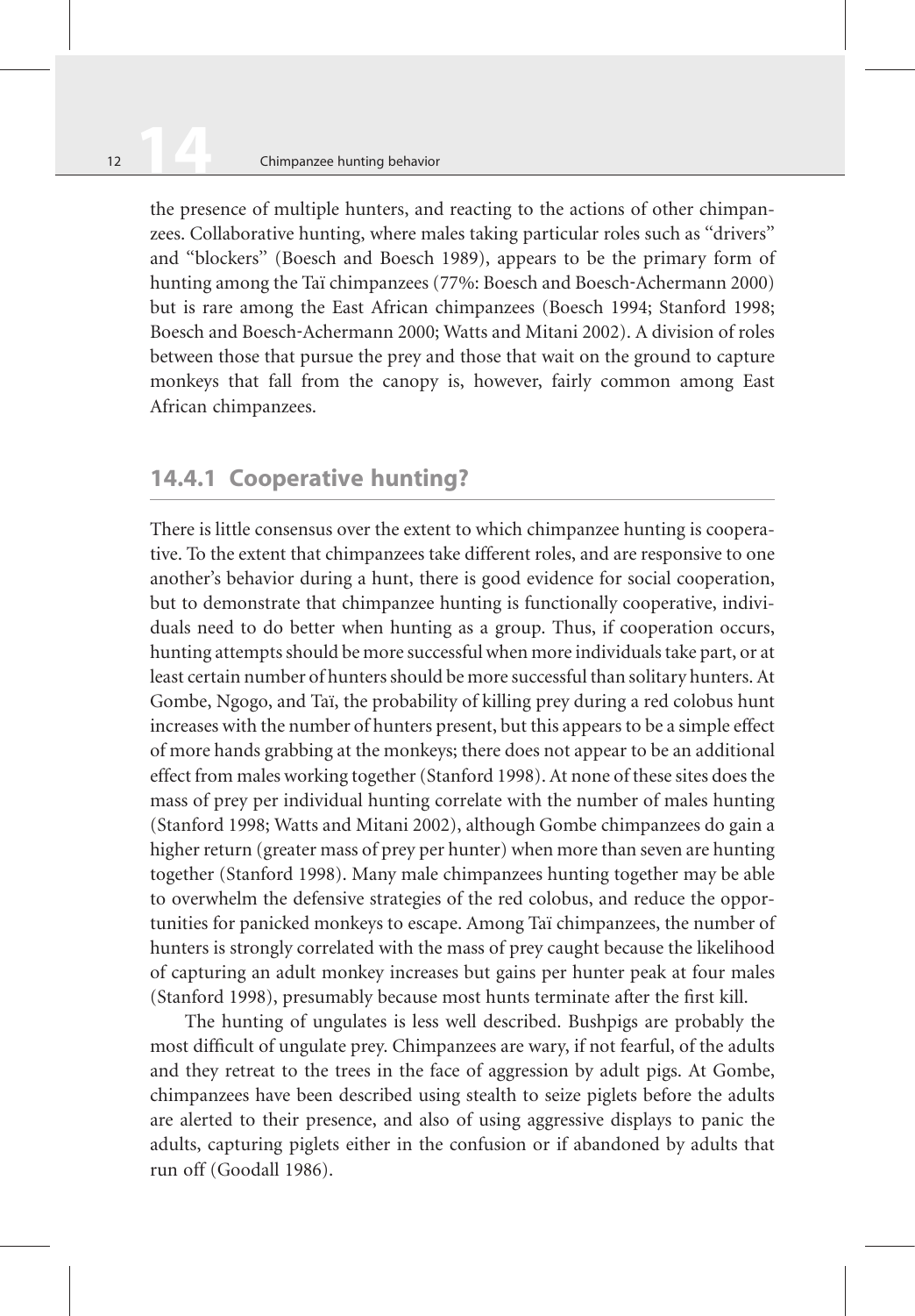the presence of multiple hunters, and reacting to the actions of other chimpanzees. Collaborative hunting, where males taking particular roles such as "drivers" and "blockers" (Boesch and Boesch 1989), appears to be the primary form of hunting among the Taï chimpanzees (77%: Boesch and Boesch-Achermann 2000) but is rare among the East African chimpanzees (Boesch 1994; Stanford 1998; Boesch and Boesch-Achermann 2000; Watts and Mitani 2002). A division of roles between those that pursue the prey and those that wait on the ground to capture monkeys that fall from the canopy is, however, fairly common among East African chimpanzees.

### 14.4.1 Cooperative hunting?

There is little consensus over the extent to which chimpanzee hunting is cooperative. To the extent that chimpanzees take different roles, and are responsive to one another's behavior during a hunt, there is good evidence for social cooperation, but to demonstrate that chimpanzee hunting is functionally cooperative, individuals need to do better when hunting as a group. Thus, if cooperation occurs, hunting attempts should be more successful when more individuals take part, or at least certain number of hunters should be more successful than solitary hunters. At Gombe, Ngogo, and Taï, the probability of killing prey during a red colobus hunt increases with the number of hunters present, but this appears to be a simple effect of more hands grabbing at the monkeys; there does not appear to be an additional effect from males working together (Stanford 1998). At none of these sites does the mass of prey per individual hunting correlate with the number of males hunting (Stanford 1998; Watts and Mitani 2002), although Gombe chimpanzees do gain a higher return (greater mass of prey per hunter) when more than seven are hunting together (Stanford 1998). Many male chimpanzees hunting together may be able to overwhelm the defensive strategies of the red colobus, and reduce the opportunities for panicked monkeys to escape. Among Taï chimpanzees, the number of hunters is strongly correlated with the mass of prey caught because the likelihood of capturing an adult monkey increases but gains per hunter peak at four males (Stanford 1998), presumably because most hunts terminate after the first kill.

The hunting of ungulates is less well described. Bushpigs are probably the most difficult of ungulate prey. Chimpanzees are wary, if not fearful, of the adults and they retreat to the trees in the face of aggression by adult pigs. At Gombe, chimpanzees have been described using stealth to seize piglets before the adults are alerted to their presence, and also of using aggressive displays to panic the adults, capturing piglets either in the confusion or if abandoned by adults that run off (Goodall 1986).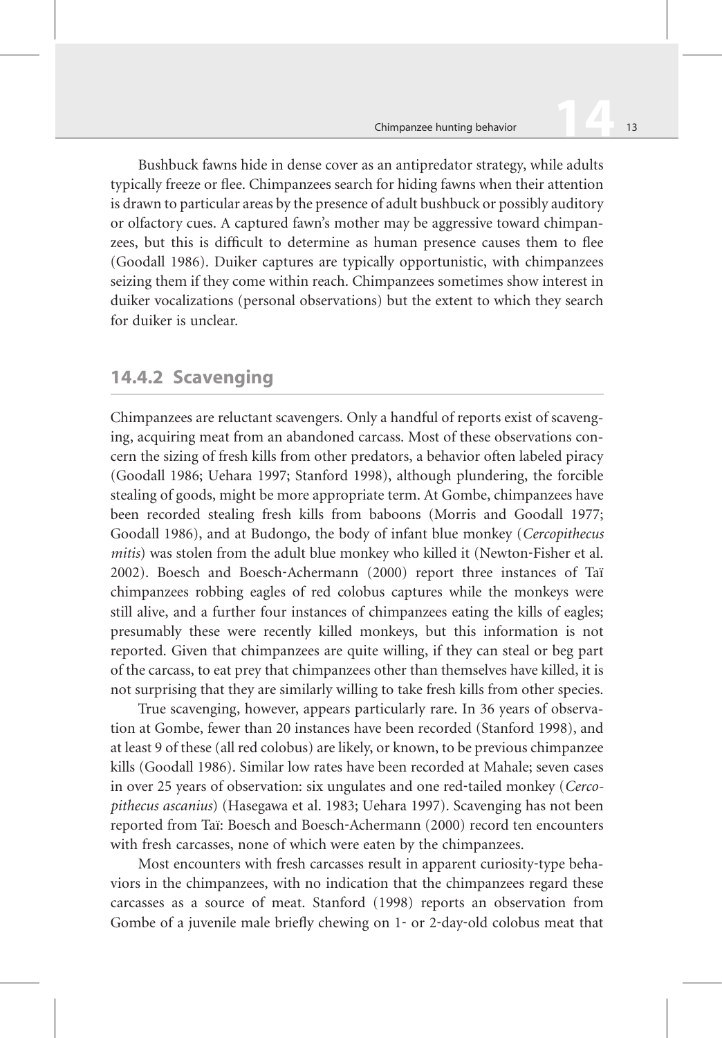Bushbuck fawns hide in dense cover as an antipredator strategy, while adults typically freeze or flee. Chimpanzees search for hiding fawns when their attention is drawn to particular areas by the presence of adult bushbuck or possibly auditory or olfactory cues. A captured fawn's mother may be aggressive toward chimpanzees, but this is difficult to determine as human presence causes them to flee (Goodall 1986). Duiker captures are typically opportunistic, with chimpanzees seizing them if they come within reach. Chimpanzees sometimes show interest in duiker vocalizations (personal observations) but the extent to which they search for duiker is unclear.

## 14.4.2 Scavenging

Chimpanzees are reluctant scavengers. Only a handful of reports exist of scavenging, acquiring meat from an abandoned carcass. Most of these observations concern the sizing of fresh kills from other predators, a behavior often labeled piracy (Goodall 1986; Uehara 1997; Stanford 1998), although plundering, the forcible stealing of goods, might be more appropriate term. At Gombe, chimpanzees have been recorded stealing fresh kills from baboons (Morris and Goodall 1977; Goodall 1986), and at Budongo, the body of infant blue monkey (*Cercopithecus mitis*) was stolen from the adult blue monkey who killed it (Newton-Fisher et al. 2002). Boesch and Boesch-Achermann (2000) report three instances of Taï chimpanzees robbing eagles of red colobus captures while the monkeys were still alive, and a further four instances of chimpanzees eating the kills of eagles; presumably these were recently killed monkeys, but this information is not reported. Given that chimpanzees are quite willing, if they can steal or beg part of the carcass, to eat prey that chimpanzees other than themselves have killed, it is not surprising that they are similarly willing to take fresh kills from other species.

True scavenging, however, appears particularly rare. In 36 years of observation at Gombe, fewer than 20 instances have been recorded (Stanford 1998), and at least 9 of these (all red colobus) are likely, or known, to be previous chimpanzee kills (Goodall 1986). Similar low rates have been recorded at Mahale; seven cases in over 25 years of observation: six ungulates and one red-tailed monkey (*Cercopithecus ascanius*) (Hasegawa et al. 1983; Uehara 1997). Scavenging has not been reported from Taï: Boesch and Boesch-Achermann (2000) record ten encounters with fresh carcasses, none of which were eaten by the chimpanzees.

Most encounters with fresh carcasses result in apparent curiosity-type behaviors in the chimpanzees, with no indication that the chimpanzees regard these carcasses as a source of meat. Stanford (1998) reports an observation from Gombe of a juvenile male briefly chewing on 1- or 2-day-old colobus meat that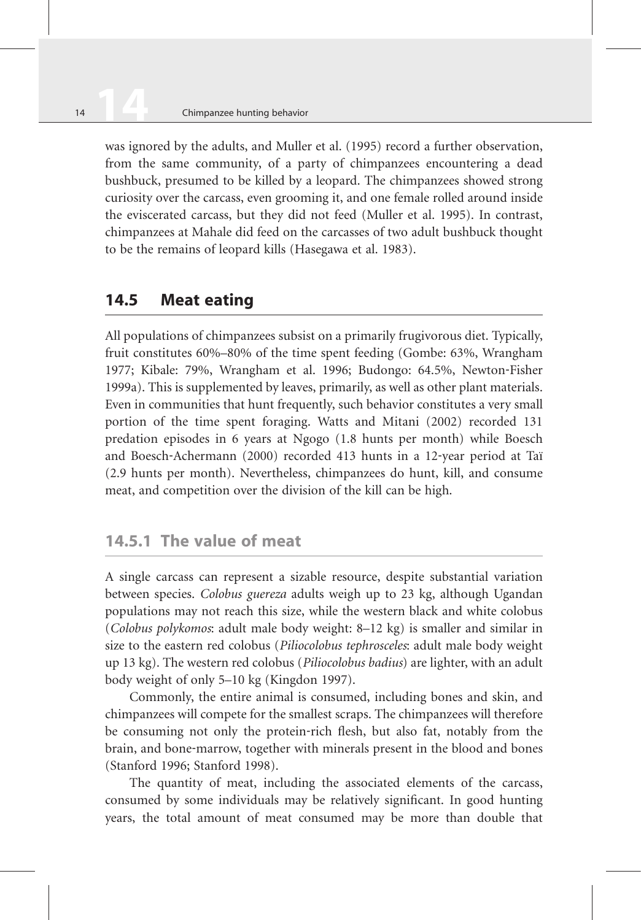was ignored by the adults, and Muller et al. (1995) record a further observation, from the same community, of a party of chimpanzees encountering a dead bushbuck, presumed to be killed by a leopard. The chimpanzees showed strong curiosity over the carcass, even grooming it, and one female rolled around inside the eviscerated carcass, but they did not feed (Muller et al. 1995). In contrast, chimpanzees at Mahale did feed on the carcasses of two adult bushbuck thought to be the remains of leopard kills (Hasegawa et al. 1983).

## 14.5 Meat eating

All populations of chimpanzees subsist on a primarily frugivorous diet. Typically, fruit constitutes 60%–80% of the time spent feeding (Gombe: 63%, Wrangham 1977; Kibale: 79%, Wrangham et al. 1996; Budongo: 64.5%, Newton-Fisher 1999a). This is supplemented by leaves, primarily, as well as other plant materials. Even in communities that hunt frequently, such behavior constitutes a very small portion of the time spent foraging. Watts and Mitani (2002) recorded 131 predation episodes in 6 years at Ngogo (1.8 hunts per month) while Boesch and Boesch-Achermann (2000) recorded 413 hunts in a 12-year period at Taï (2.9 hunts per month). Nevertheless, chimpanzees do hunt, kill, and consume meat, and competition over the division of the kill can be high.

### 14.5.1 The value of meat

A single carcass can represent a sizable resource, despite substantial variation between species. *Colobus guereza* adults weigh up to 23 kg, although Ugandan populations may not reach this size, while the western black and white colobus (*Colobus polykomos*: adult male body weight: 8–12 kg) is smaller and similar in size to the eastern red colobus (*Piliocolobus tephrosceles*: adult male body weight up 13 kg). The western red colobus (*Piliocolobus badius*) are lighter, with an adult body weight of only 5–10 kg (Kingdon 1997).

Commonly, the entire animal is consumed, including bones and skin, and chimpanzees will compete for the smallest scraps. The chimpanzees will therefore be consuming not only the protein-rich flesh, but also fat, notably from the brain, and bone-marrow, together with minerals present in the blood and bones (Stanford 1996; Stanford 1998).

The quantity of meat, including the associated elements of the carcass, consumed by some individuals may be relatively significant. In good hunting years, the total amount of meat consumed may be more than double that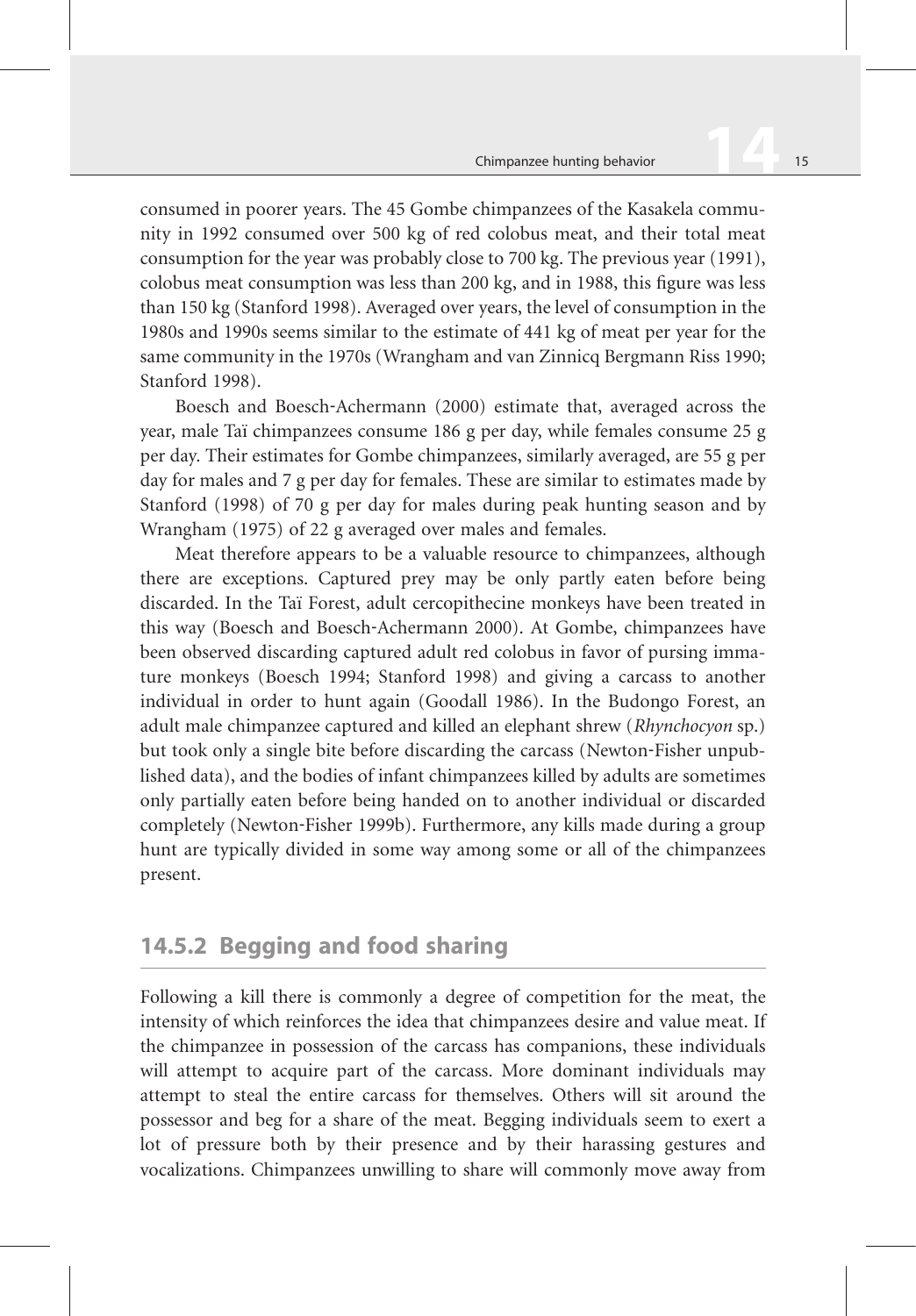consumed in poorer years. The 45 Gombe chimpanzees of the Kasakela community in 1992 consumed over 500 kg of red colobus meat, and their total meat consumption for the year was probably close to 700 kg. The previous year (1991), colobus meat consumption was less than 200 kg, and in 1988, this figure was less than 150 kg (Stanford 1998). Averaged over years, the level of consumption in the 1980s and 1990s seems similar to the estimate of 441 kg of meat per year for the same community in the 1970s (Wrangham and van Zinnicq Bergmann Riss 1990; Stanford 1998).

Boesch and Boesch-Achermann (2000) estimate that, averaged across the year, male Taï chimpanzees consume 186 g per day, while females consume 25 g per day. Their estimates for Gombe chimpanzees, similarly averaged, are 55 g per day for males and 7 g per day for females. These are similar to estimates made by Stanford (1998) of 70 g per day for males during peak hunting season and by Wrangham (1975) of 22 g averaged over males and females.

Meat therefore appears to be a valuable resource to chimpanzees, although there are exceptions. Captured prey may be only partly eaten before being discarded. In the Taï Forest, adult cercopithecine monkeys have been treated in this way (Boesch and Boesch-Achermann 2000). At Gombe, chimpanzees have been observed discarding captured adult red colobus in favor of pursing immature monkeys (Boesch 1994; Stanford 1998) and giving a carcass to another individual in order to hunt again (Goodall 1986). In the Budongo Forest, an adult male chimpanzee captured and killed an elephant shrew (*Rhynchocyon* sp.) but took only a single bite before discarding the carcass (Newton-Fisher unpublished data), and the bodies of infant chimpanzees killed by adults are sometimes only partially eaten before being handed on to another individual or discarded completely (Newton-Fisher 1999b). Furthermore, any kills made during a group hunt are typically divided in some way among some or all of the chimpanzees present.

## 14.5.2 Begging and food sharing

Following a kill there is commonly a degree of competition for the meat, the intensity of which reinforces the idea that chimpanzees desire and value meat. If the chimpanzee in possession of the carcass has companions, these individuals will attempt to acquire part of the carcass. More dominant individuals may attempt to steal the entire carcass for themselves. Others will sit around the possessor and beg for a share of the meat. Begging individuals seem to exert a lot of pressure both by their presence and by their harassing gestures and vocalizations. Chimpanzees unwilling to share will commonly move away from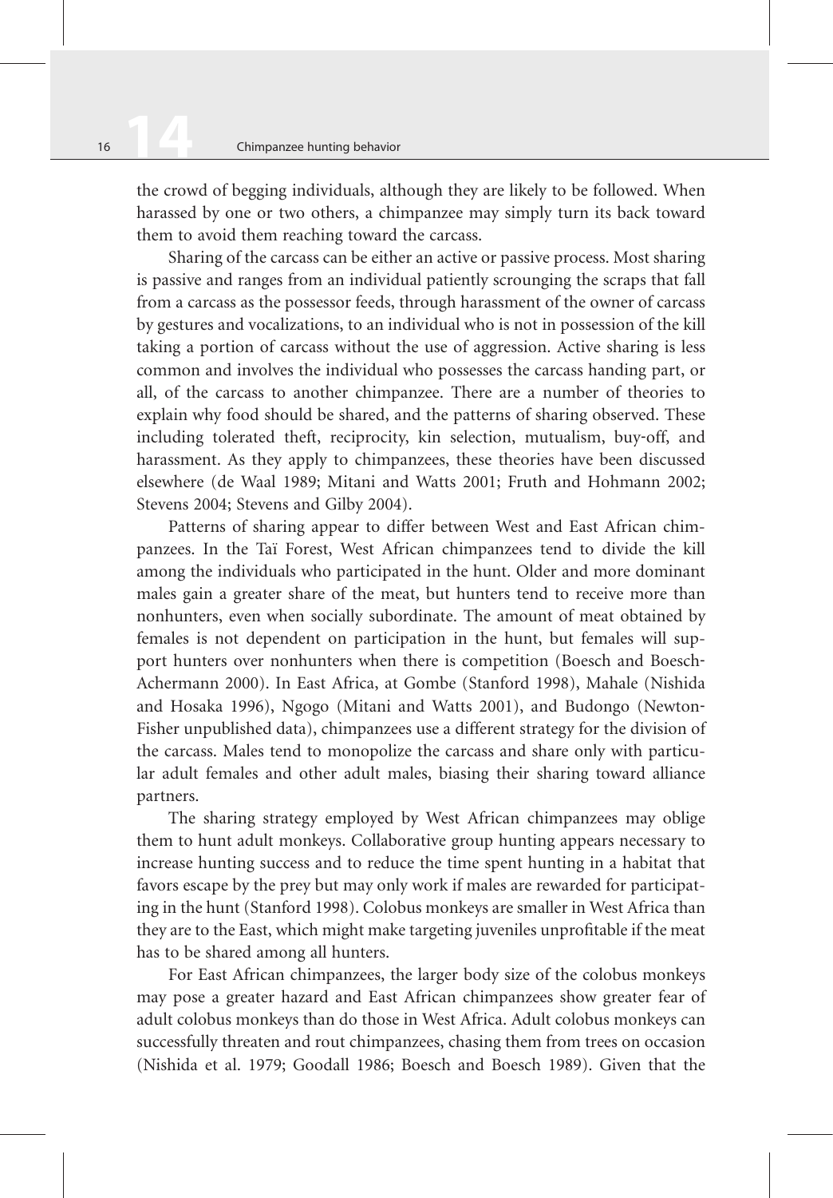the crowd of begging individuals, although they are likely to be followed. When harassed by one or two others, a chimpanzee may simply turn its back toward them to avoid them reaching toward the carcass.

Sharing of the carcass can be either an active or passive process. Most sharing is passive and ranges from an individual patiently scrounging the scraps that fall from a carcass as the possessor feeds, through harassment of the owner of carcass by gestures and vocalizations, to an individual who is not in possession of the kill taking a portion of carcass without the use of aggression. Active sharing is less common and involves the individual who possesses the carcass handing part, or all, of the carcass to another chimpanzee. There are a number of theories to explain why food should be shared, and the patterns of sharing observed. These including tolerated theft, reciprocity, kin selection, mutualism, buy-off, and harassment. As they apply to chimpanzees, these theories have been discussed elsewhere (de Waal 1989; Mitani and Watts 2001; Fruth and Hohmann 2002; Stevens 2004; Stevens and Gilby 2004).

Patterns of sharing appear to differ between West and East African chimpanzees. In the Taï Forest, West African chimpanzees tend to divide the kill among the individuals who participated in the hunt. Older and more dominant males gain a greater share of the meat, but hunters tend to receive more than nonhunters, even when socially subordinate. The amount of meat obtained by females is not dependent on participation in the hunt, but females will support hunters over nonhunters when there is competition (Boesch and Boesch-Achermann 2000). In East Africa, at Gombe (Stanford 1998), Mahale (Nishida and Hosaka 1996), Ngogo (Mitani and Watts 2001), and Budongo (Newton-Fisher unpublished data), chimpanzees use a different strategy for the division of the carcass. Males tend to monopolize the carcass and share only with particular adult females and other adult males, biasing their sharing toward alliance partners.

The sharing strategy employed by West African chimpanzees may oblige them to hunt adult monkeys. Collaborative group hunting appears necessary to increase hunting success and to reduce the time spent hunting in a habitat that favors escape by the prey but may only work if males are rewarded for participating in the hunt (Stanford 1998). Colobus monkeys are smaller in West Africa than they are to the East, which might make targeting juveniles unprofitable if the meat has to be shared among all hunters.

For East African chimpanzees, the larger body size of the colobus monkeys may pose a greater hazard and East African chimpanzees show greater fear of adult colobus monkeys than do those in West Africa. Adult colobus monkeys can successfully threaten and rout chimpanzees, chasing them from trees on occasion (Nishida et al. 1979; Goodall 1986; Boesch and Boesch 1989). Given that the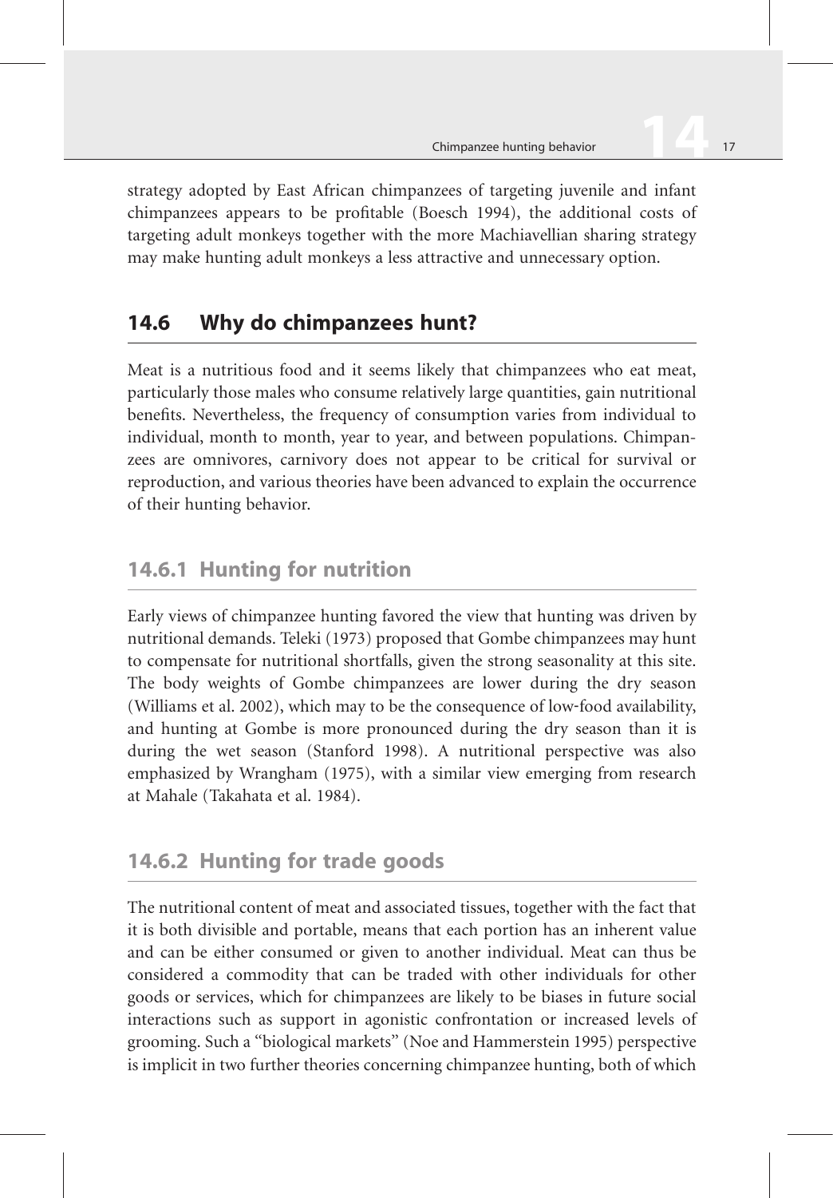strategy adopted by East African chimpanzees of targeting juvenile and infant chimpanzees appears to be profitable (Boesch 1994), the additional costs of targeting adult monkeys together with the more Machiavellian sharing strategy may make hunting adult monkeys a less attractive and unnecessary option.

## 14.6 Why do chimpanzees hunt?

Meat is a nutritious food and it seems likely that chimpanzees who eat meat, particularly those males who consume relatively large quantities, gain nutritional benefits. Nevertheless, the frequency of consumption varies from individual to individual, month to month, year to year, and between populations. Chimpanzees are omnivores, carnivory does not appear to be critical for survival or reproduction, and various theories have been advanced to explain the occurrence of their hunting behavior.

### 14.6.1 Hunting for nutrition

Early views of chimpanzee hunting favored the view that hunting was driven by nutritional demands. Teleki (1973) proposed that Gombe chimpanzees may hunt to compensate for nutritional shortfalls, given the strong seasonality at this site. The body weights of Gombe chimpanzees are lower during the dry season (Williams et al. 2002), which may to be the consequence of low-food availability, and hunting at Gombe is more pronounced during the dry season than it is during the wet season (Stanford 1998). A nutritional perspective was also emphasized by Wrangham (1975), with a similar view emerging from research at Mahale (Takahata et al. 1984).

### 14.6.2 Hunting for trade goods

The nutritional content of meat and associated tissues, together with the fact that it is both divisible and portable, means that each portion has an inherent value and can be either consumed or given to another individual. Meat can thus be considered a commodity that can be traded with other individuals for other goods or services, which for chimpanzees are likely to be biases in future social interactions such as support in agonistic confrontation or increased levels of grooming. Such a "biological markets" (Noe and Hammerstein 1995) perspective is implicit in two further theories concerning chimpanzee hunting, both of which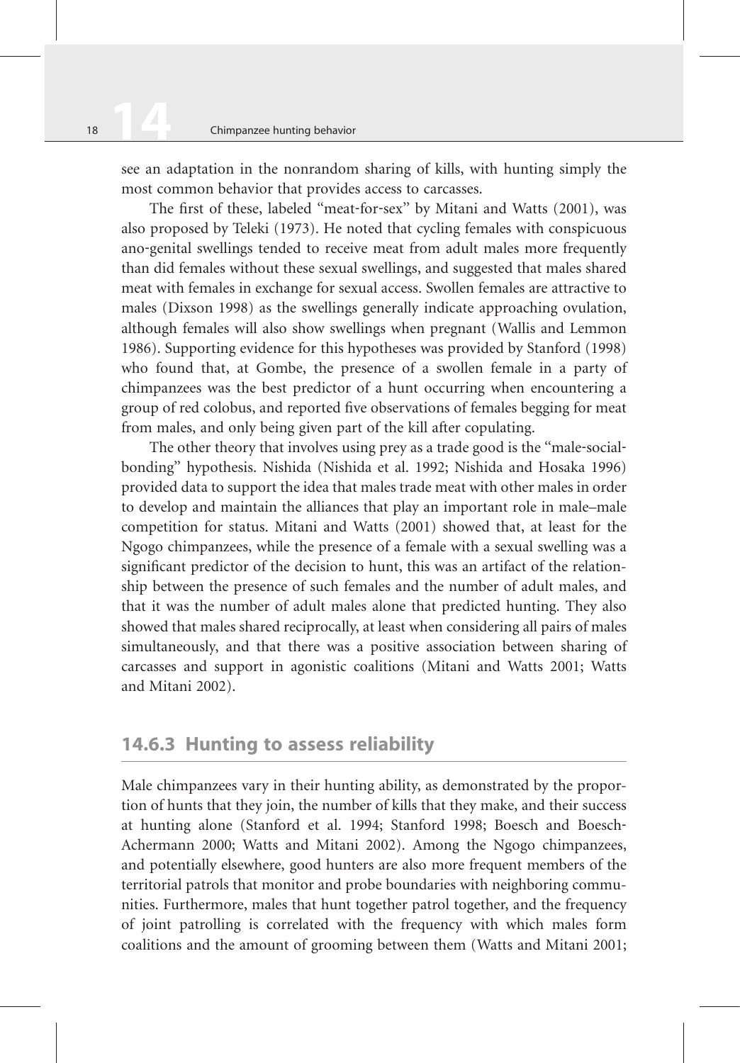see an adaptation in the nonrandom sharing of kills, with hunting simply the most common behavior that provides access to carcasses.

The first of these, labeled "meat-for-sex" by Mitani and Watts (2001), was also proposed by Teleki (1973). He noted that cycling females with conspicuous ano-genital swellings tended to receive meat from adult males more frequently than did females without these sexual swellings, and suggested that males shared meat with females in exchange for sexual access. Swollen females are attractive to males (Dixson 1998) as the swellings generally indicate approaching ovulation, although females will also show swellings when pregnant (Wallis and Lemmon 1986). Supporting evidence for this hypotheses was provided by Stanford (1998) who found that, at Gombe, the presence of a swollen female in a party of chimpanzees was the best predictor of a hunt occurring when encountering a group of red colobus, and reported five observations of females begging for meat from males, and only being given part of the kill after copulating.

The other theory that involves using prey as a trade good is the "male-social-bonding" hypothesis. Nishida (Nishida et al. 1992; Nishida and Hosaka 1996) provided data to support the idea that males trade meat with other males in order to develop and maintain the alliances that play an important role in male–male competition for status. Mitani and Watts (2001) showed that, at least for the Ngogo chimpanzees, while the presence of a female with a sexual swelling was a significant predictor of the decision to hunt, this was an artifact of the relationship between the presence of such females and the number of adult males, and that it was the number of adult males alone that predicted hunting. They also showed that males shared reciprocally, at least when considering all pairs of males simultaneously, and that there was a positive association between sharing of carcasses and support in agonistic coalitions (Mitani and Watts 2001; Watts and Mitani 2002).

### 14.6.3 Hunting to assess reliability

Male chimpanzees vary in their hunting ability, as demonstrated by the proportion of hunts that they join, the number of kills that they make, and their success at hunting alone (Stanford et al. 1994; Stanford 1998; Boesch and Boesch-Achermann 2000; Watts and Mitani 2002). Among the Ngogo chimpanzees, and potentially elsewhere, good hunters are also more frequent members of the territorial patrols that monitor and probe boundaries with neighboring communities. Furthermore, males that hunt together patrol together, and the frequency of joint patrolling is correlated with the frequency with which males form coalitions and the amount of grooming between them (Watts and Mitani 2001;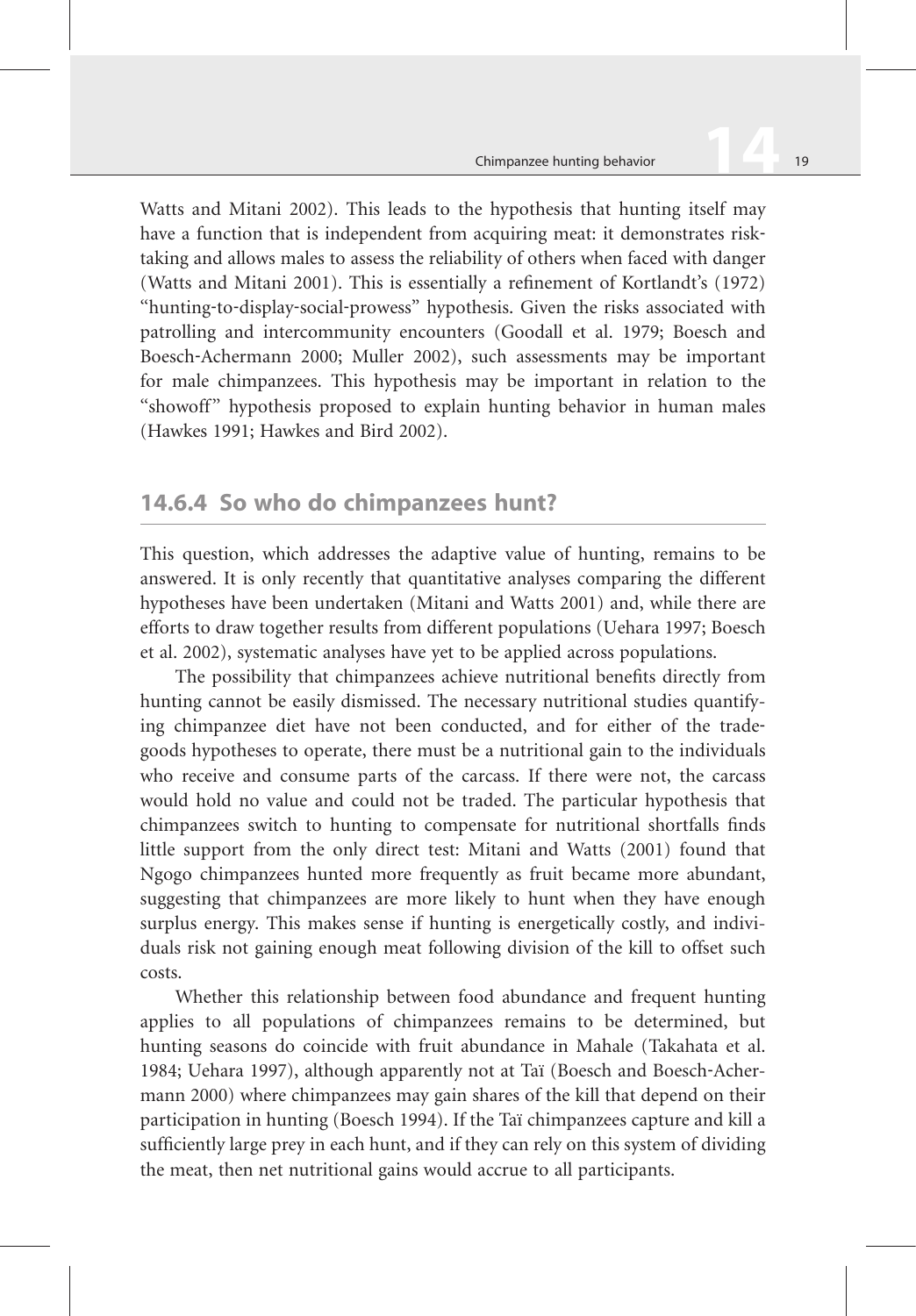Watts and Mitani 2002). This leads to the hypothesis that hunting itself may have a function that is independent from acquiring meat: it demonstrates risk-taking and allows males to assess the reliability of others when faced with danger (Watts and Mitani 2001). This is essentially a refinement of Kortlandt's (1972) "hunting-to-display-social-prowess" hypothesis. Given the risks associated with patrolling and intercommunity encounters (Goodall et al. 1979; Boesch and Boesch-Achermann 2000; Muller 2002), such assessments may be important for male chimpanzees. This hypothesis may be important in relation to the "showoff" hypothesis proposed to explain hunting behavior in human males (Hawkes 1991; Hawkes and Bird 2002).

### 14.6.4 So who do chimpanzees hunt?

This question, which addresses the adaptive value of hunting, remains to be answered. It is only recently that quantitative analyses comparing the different hypotheses have been undertaken (Mitani and Watts 2001) and, while there are efforts to draw together results from different populations (Uehara 1997; Boesch et al. 2002), systematic analyses have yet to be applied across populations.

The possibility that chimpanzees achieve nutritional benefits directly from hunting cannot be easily dismissed. The necessary nutritional studies quantifying chimpanzee diet have not been conducted, and for either of the trade-goods hypotheses to operate, there must be a nutritional gain to the individuals who receive and consume parts of the carcass. If there were not, the carcass would hold no value and could not be traded. The particular hypothesis that chimpanzees switch to hunting to compensate for nutritional shortfalls finds little support from the only direct test: Mitani and Watts (2001) found that Ngogo chimpanzees hunted more frequently as fruit became more abundant, suggesting that chimpanzees are more likely to hunt when they have enough surplus energy. This makes sense if hunting is energetically costly, and individuals risk not gaining enough meat following division of the kill to offset such costs.

Whether this relationship between food abundance and frequent hunting applies to all populations of chimpanzees remains to be determined, but hunting seasons do coincide with fruit abundance in Mahale (Takahata et al. 1984; Uehara 1997), although apparently not at Taï (Boesch and Boesch-Achermann 2000) where chimpanzees may gain shares of the kill that depend on their participation in hunting (Boesch 1994). If the Taï chimpanzees capture and kill a sufficiently large prey in each hunt, and if they can rely on this system of dividing the meat, then net nutritional gains would accrue to all participants.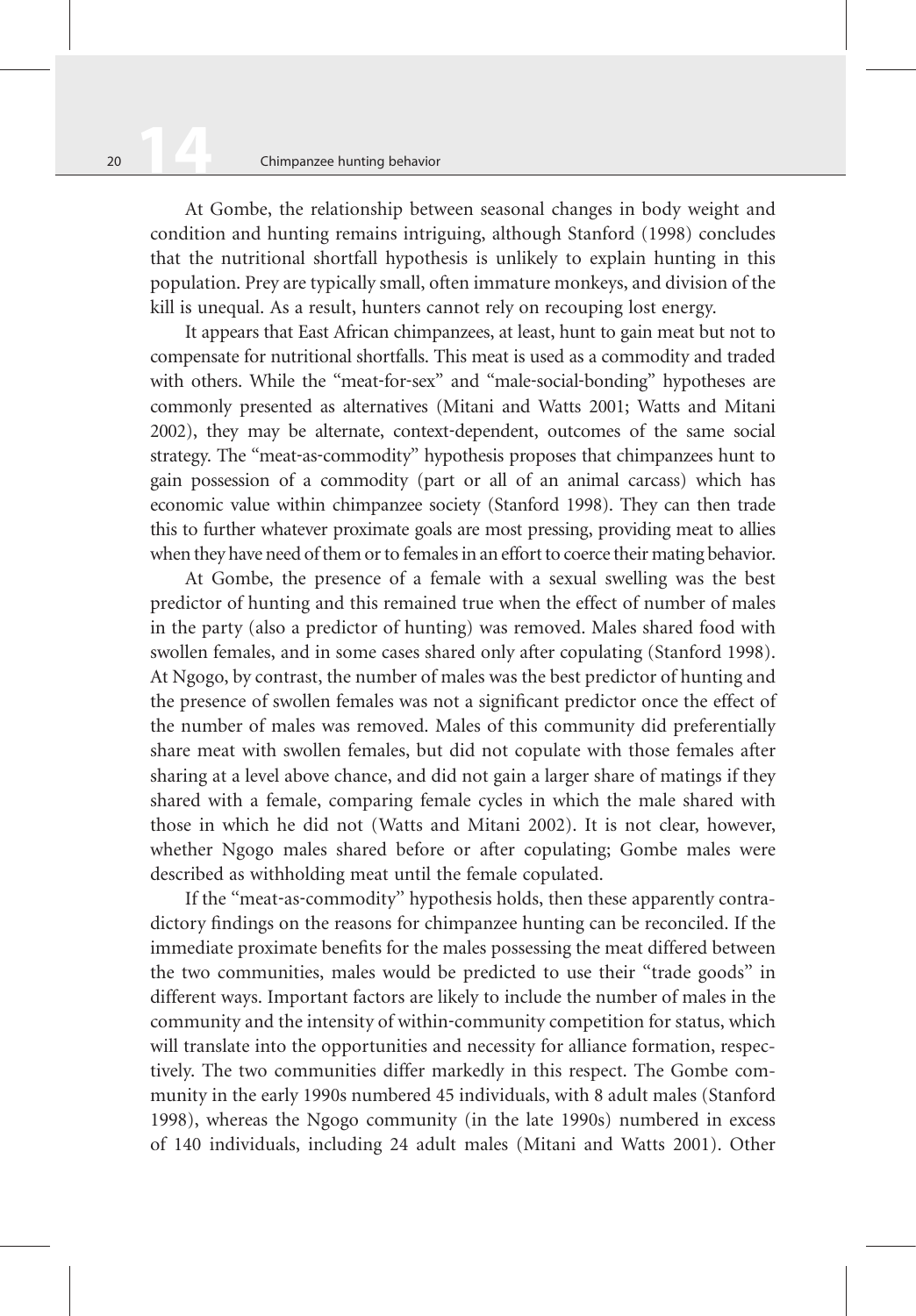At Gombe, the relationship between seasonal changes in body weight and condition and hunting remains intriguing, although Stanford (1998) concludes that the nutritional shortfall hypothesis is unlikely to explain hunting in this population. Prey are typically small, often immature monkeys, and division of the kill is unequal. As a result, hunters cannot rely on recouping lost energy.

It appears that East African chimpanzees, at least, hunt to gain meat but not to compensate for nutritional shortfalls. This meat is used as a commodity and traded with others. While the "meat-for-sex" and "male-social-bonding" hypotheses are commonly presented as alternatives (Mitani and Watts 2001; Watts and Mitani 2002), they may be alternate, context-dependent, outcomes of the same social strategy. The "meat-as-commodity" hypothesis proposes that chimpanzees hunt to gain possession of a commodity (part or all of an animal carcass) which has economic value within chimpanzee society (Stanford 1998). They can then trade this to further whatever proximate goals are most pressing, providing meat to allies when they have need of them or to females in an effort to coerce their mating behavior.

At Gombe, the presence of a female with a sexual swelling was the best predictor of hunting and this remained true when the effect of number of males in the party (also a predictor of hunting) was removed. Males shared food with swollen females, and in some cases shared only after copulating (Stanford 1998). At Ngogo, by contrast, the number of males was the best predictor of hunting and the presence of swollen females was not a significant predictor once the effect of the number of males was removed. Males of this community did preferentially share meat with swollen females, but did not copulate with those females after sharing at a level above chance, and did not gain a larger share of matings if they shared with a female, comparing female cycles in which the male shared with those in which he did not (Watts and Mitani 2002). It is not clear, however, whether Ngogo males shared before or after copulating; Gombe males were described as withholding meat until the female copulated.

If the "meat-as-commodity" hypothesis holds, then these apparently contradictory findings on the reasons for chimpanzee hunting can be reconciled. If the immediate proximate benefits for the males possessing the meat differed between the two communities, males would be predicted to use their "trade goods" in different ways. Important factors are likely to include the number of males in the community and the intensity of within-community competition for status, which will translate into the opportunities and necessity for alliance formation, respectively. The two communities differ markedly in this respect. The Gombe community in the early 1990s numbered 45 individuals, with 8 adult males (Stanford 1998), whereas the Ngogo community (in the late 1990s) numbered in excess of 140 individuals, including 24 adult males (Mitani and Watts 2001). Other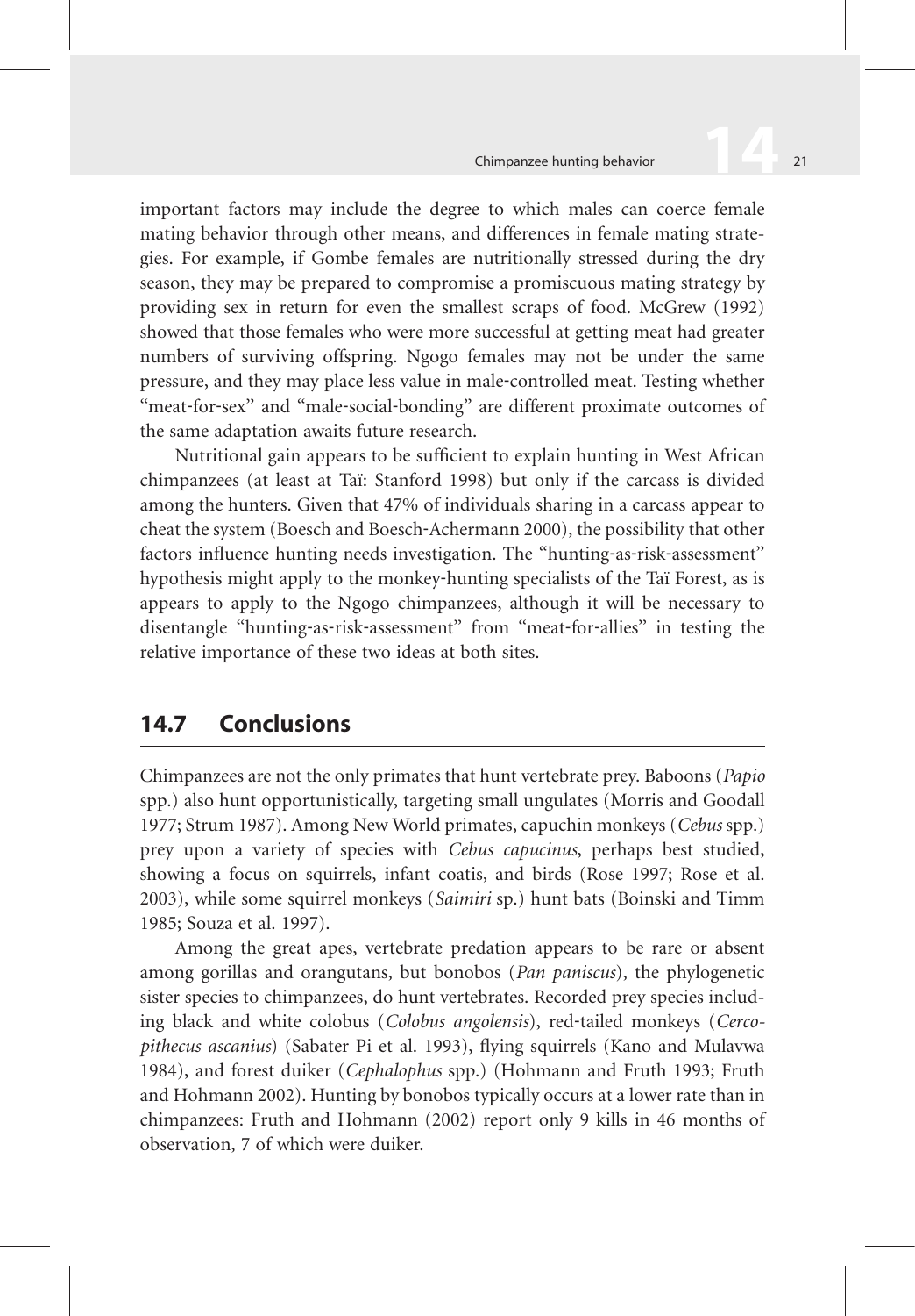important factors may include the degree to which males can coerce female mating behavior through other means, and differences in female mating strategies. For example, if Gombe females are nutritionally stressed during the dry season, they may be prepared to compromise a promiscuous mating strategy by providing sex in return for even the smallest scraps of food. McGrew (1992) showed that those females who were more successful at getting meat had greater numbers of surviving offspring. Ngogo females may not be under the same pressure, and they may place less value in male-controlled meat. Testing whether "meat-for-sex" and "male-social-bonding" are different proximate outcomes of the same adaptation awaits future research.

Nutritional gain appears to be sufficient to explain hunting in West African chimpanzees (at least at Taï: Stanford 1998) but only if the carcass is divided among the hunters. Given that 47% of individuals sharing in a carcass appear to cheat the system (Boesch and Boesch-Achermann 2000), the possibility that other factors influence hunting needs investigation. The "hunting-as-risk-assessment" hypothesis might apply to the monkey-hunting specialists of the Taï Forest, as is appears to apply to the Ngogo chimpanzees, although it will be necessary to disentangle "hunting-as-risk-assessment" from "meat-for-allies" in testing the relative importance of these two ideas at both sites.

## 14.7 Conclusions

Chimpanzees are not the only primates that hunt vertebrate prey. Baboons (*Papio* spp.) also hunt opportunistically, targeting small ungulates (Morris and Goodall 1977; Strum 1987). Among New World primates, capuchin monkeys (*Cebus* spp.) prey upon a variety of species with *Cebus capucinus*, perhaps best studied, showing a focus on squirrels, infant coatis, and birds (Rose 1997; Rose et al. 2003), while some squirrel monkeys (*Saimiri* sp.) hunt bats (Boinski and Timm 1985; Souza et al. 1997).

Among the great apes, vertebrate predation appears to be rare or absent among gorillas and orangutans, but bonobos (*Pan paniscus*), the phylogenetic sister species to chimpanzees, do hunt vertebrates. Recorded prey species including black and white colobus (*Colobus angolensis*), red-tailed monkeys (*Cercopithecus ascanius*) (Sabater Pi et al. 1993), flying squirrels (Kano and Mulavwa 1984), and forest duiker (*Cephalophus* spp.) (Hohmann and Fruth 1993; Fruth and Hohmann 2002). Hunting by bonobos typically occurs at a lower rate than in chimpanzees: Fruth and Hohmann (2002) report only 9 kills in 46 months of observation, 7 of which were duiker.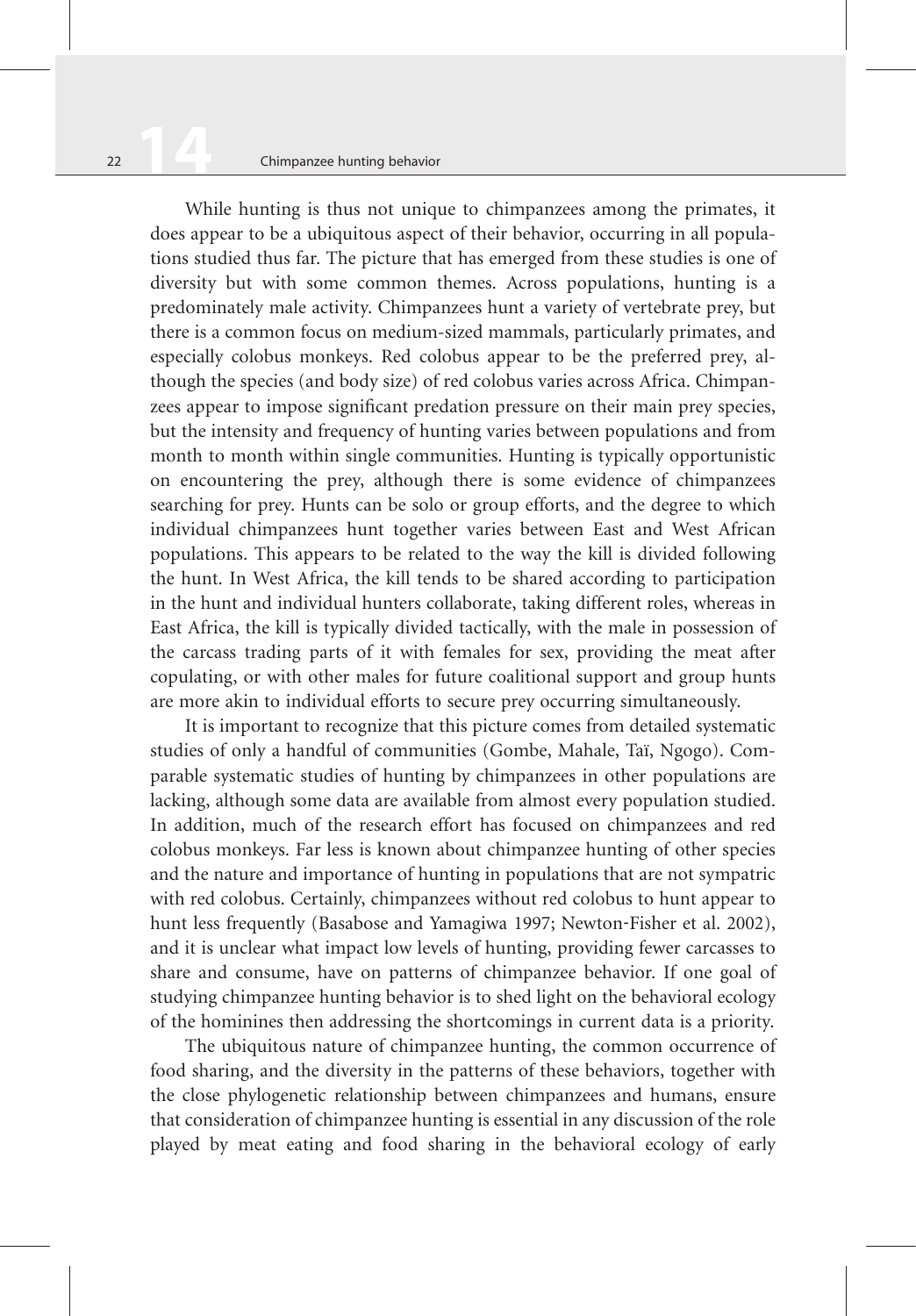While hunting is thus not unique to chimpanzees among the primates, it does appear to be a ubiquitous aspect of their behavior, occurring in all populations studied thus far. The picture that has emerged from these studies is one of diversity but with some common themes. Across populations, hunting is a predominately male activity. Chimpanzees hunt a variety of vertebrate prey, but there is a common focus on medium-sized mammals, particularly primates, and especially colobus monkeys. Red colobus appear to be the preferred prey, although the species (and body size) of red colobus varies across Africa. Chimpanzees appear to impose significant predation pressure on their main prey species, but the intensity and frequency of hunting varies between populations and from month to month within single communities. Hunting is typically opportunistic on encountering the prey, although there is some evidence of chimpanzees searching for prey. Hunts can be solo or group efforts, and the degree to which individual chimpanzees hunt together varies between East and West African populations. This appears to be related to the way the kill is divided following the hunt. In West Africa, the kill tends to be shared according to participation in the hunt and individual hunters collaborate, taking different roles, whereas in East Africa, the kill is typically divided tactically, with the male in possession of the carcass trading parts of it with females for sex, providing the meat after copulating, or with other males for future coalitional support and group hunts are more akin to individual efforts to secure prey occurring simultaneously.

It is important to recognize that this picture comes from detailed systematic studies of only a handful of communities (Gombe, Mahale, Taï, Ngogo). Comparable systematic studies of hunting by chimpanzees in other populations are lacking, although some data are available from almost every population studied. In addition, much of the research effort has focused on chimpanzees and red colobus monkeys. Far less is known about chimpanzee hunting of other species and the nature and importance of hunting in populations that are not sympatric with red colobus. Certainly, chimpanzees without red colobus to hunt appear to hunt less frequently (Basabose and Yamagiwa 1997; Newton-Fisher et al. 2002), and it is unclear what impact low levels of hunting, providing fewer carcasses to share and consume, have on patterns of chimpanzee behavior. If one goal of studying chimpanzee hunting behavior is to shed light on the behavioral ecology of the hominines then addressing the shortcomings in current data is a priority.

The ubiquitous nature of chimpanzee hunting, the common occurrence of food sharing, and the diversity in the patterns of these behaviors, together with the close phylogenetic relationship between chimpanzees and humans, ensure that consideration of chimpanzee hunting is essential in any discussion of the role played by meat eating and food sharing in the behavioral ecology of early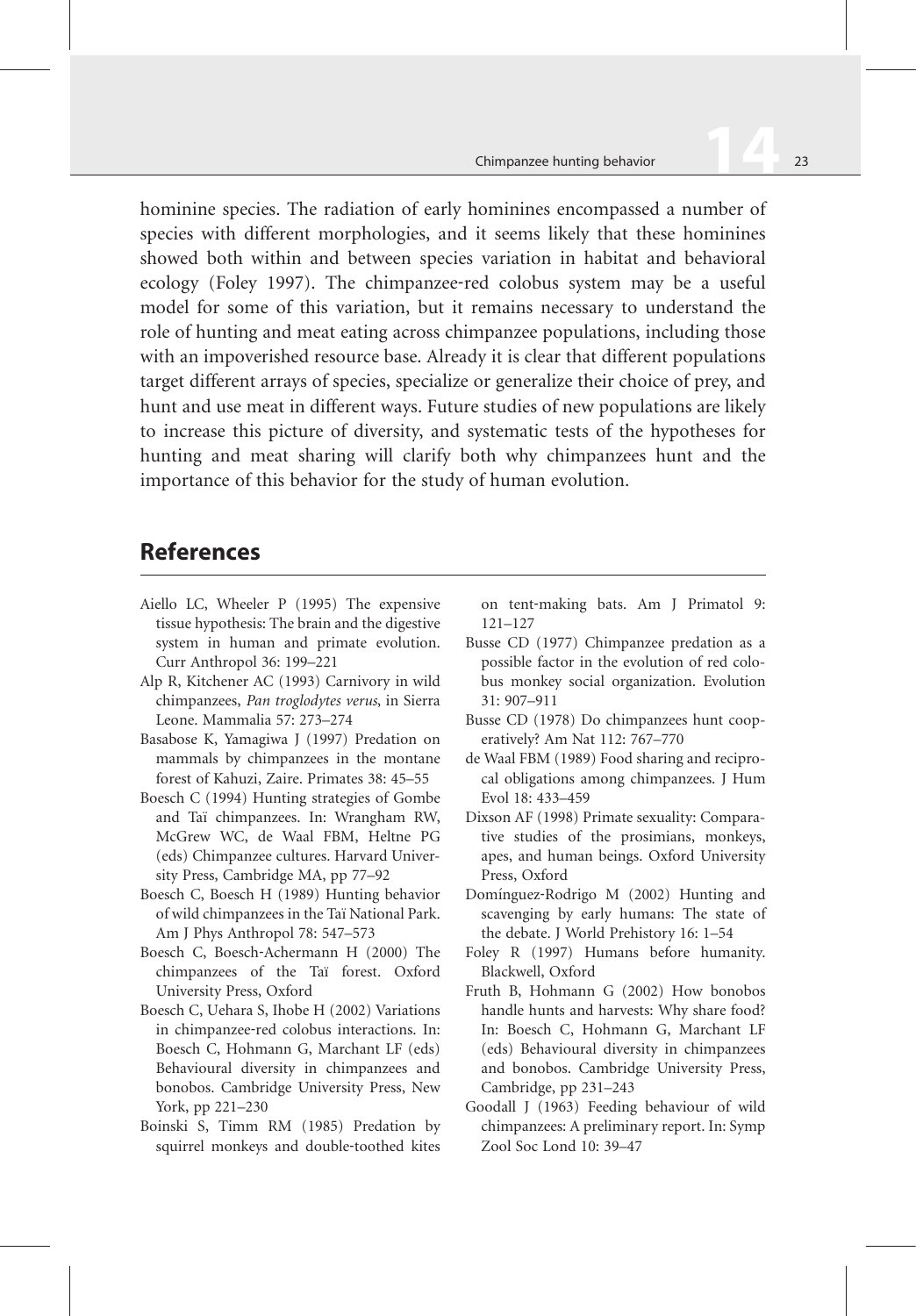hominine species. The radiation of early hominines encompassed a number of species with different morphologies, and it seems likely that these hominines showed both within and between species variation in habitat and behavioral ecology (Foley 1997). The chimpanzee-red colobus system may be a useful model for some of this variation, but it remains necessary to understand the role of hunting and meat eating across chimpanzee populations, including those with an impoverished resource base. Already it is clear that different populations target different arrays of species, specialize or generalize their choice of prey, and hunt and use meat in different ways. Future studies of new populations are likely to increase this picture of diversity, and systematic tests of the hypotheses for hunting and meat sharing will clarify both why chimpanzees hunt and the importance of this behavior for the study of human evolution.

## References

Aiello LC, Wheeler P (1995) The expensive tissue hypothesis: The brain and the digestive system in human and primate evolution. Curr Anthropol 36: 199–221

Alp R, Kitchener AC (1993) Carnivory in wild chimpanzees, *Pan troglodytes verus*, in Sierra Leone. Mammalia 57: 273–274

Basabose K, Yamagiwa J (1997) Predation on mammals by chimpanzees in the montane forest of Kahuzi, Zaire. Primates 38: 45–55

Boesch C (1994) Hunting strategies of Gombe and Taï chimpanzees. In: Wrangham RW, McGrew WC, de Waal FBM, Heltne PG (eds) Chimpanzee cultures. Harvard University Press, Cambridge MA, pp 77–92

Boesch C, Boesch H (1989) Hunting behavior of wild chimpanzees in the Taï National Park. Am J Phys Anthropol 78: 547–573

Boesch C, Boesch-Achermann H (2000) The chimpanzees of the Taï forest. Oxford University Press, Oxford

Boesch C, Uehara S, Ihobe H (2002) Variations in chimpanzee-red colobus interactions. In: Boesch C, Hohmann G, Marchant LF (eds) Behavioural diversity in chimpanzees and bonobos. Cambridge University Press, New York, pp 221–230

Boinski S, Timm RM (1985) Predation by squirrel monkeys and double-toothed kites on tent-making bats. Am J Primatol 9: 121–127

Busse CD (1977) Chimpanzee predation as a possible factor in the evolution of red colobus monkey social organization. Evolution 31: 907–911

Busse CD (1978) Do chimpanzees hunt cooperatively? Am Nat 112: 767–770

de Waal FBM (1989) Food sharing and reciprocal obligations among chimpanzees. J Hum Evol 18: 433–459

Dixson AF (1998) Primate sexuality: Comparative studies of the prosimians, monkeys, apes, and human beings. Oxford University Press, Oxford

Domínguez-Rodrigo M (2002) Hunting and scavenging by early humans: The state of the debate. J World Prehistory 16: 1–54

Foley R (1997) Humans before humanity. Blackwell, Oxford

Fruth B, Hohmann G (2002) How bonobos handle hunts and harvests: Why share food? In: Boesch C, Hohmann G, Marchant LF (eds) Behavioural diversity in chimpanzees and bonobos. Cambridge University Press, Cambridge, pp 231–243

Goodall J (1963) Feeding behaviour of wild chimpanzees: A preliminary report. In: Symp Zool Soc Lond 10: 39–47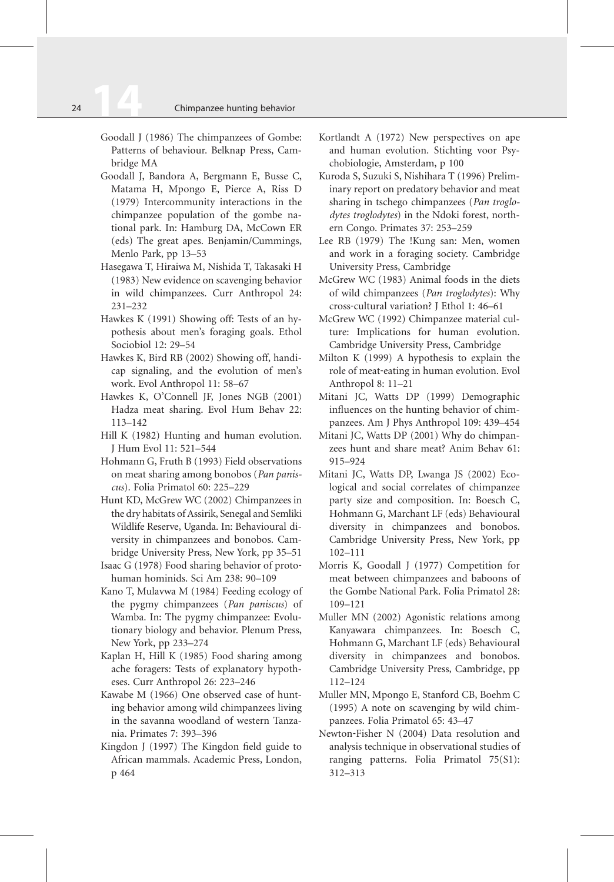Goodall J (1986) The chimpanzees of Gombe: Patterns of behaviour. Belknap Press, Cambridge MA

Goodall J, Bandora A, Bergmann E, Busse C, Matama H, Mpongo E, Pierce A, Riss D (1979) Intercommunity interactions in the chimpanzee population of the gombe national park. In: Hamburg DA, McCown ER (eds) The great apes. Benjamin/Cummings, Menlo Park, pp 13–53

Hasegawa T, Hiraiwa M, Nishida T, Takasaki H (1983) New evidence on scavenging behavior in wild chimpanzees. Curr Anthropol 24: 231–232

Hawkes K (1991) Showing off: Tests of an hypothesis about men's foraging goals. Ethol Sociobiol 12: 29–54

Hawkes K, Bird RB (2002) Showing off, handicap signaling, and the evolution of men's work. Evol Anthropol 11: 58–67

Hawkes K, O'Connell JF, Jones NGB (2001) Hadza meat sharing. Evol Hum Behav 22: 113–142

Hill K (1982) Hunting and human evolution. J Hum Evol 11: 521–544

Hohmann G, Fruth B (1993) Field observations on meat sharing among bonobos (*Pan paniscus*). Folia Primatol 60: 225–229

Hunt KD, McGrew WC (2002) Chimpanzees in the dry habitats of Assirik, Senegal and Semliki Wildlife Reserve, Uganda. In: Behavioural diversity in chimpanzees and bonobos. Cambridge University Press, New York, pp 35–51

Isaac G (1978) Food sharing behavior of protohuman hominids. Sci Am 238: 90–109

Kano T, Mulavwa M (1984) Feeding ecology of the pygmy chimpanzees (*Pan paniscus*) of Wamba. In: The pygmy chimpanzee: Evolutionary biology and behavior. Plenum Press, New York, pp 233–274

Kaplan H, Hill K (1985) Food sharing among ache foragers: Tests of explanatory hypotheses. Curr Anthropol 26: 223–246

Kawabe M (1966) One observed case of hunting behavior among wild chimpanzees living in the savanna woodland of western Tanzania. Primates 7: 393–396

Kingdon J (1997) The Kingdon field guide to African mammals. Academic Press, London, p 464

Kortlandt A (1972) New perspectives on ape and human evolution. Stichting voor Psychobiologie, Amsterdam, p 100

Kuroda S, Suzuki S, Nishihara T (1996) Preliminary report on predatory behavior and meat sharing in tschego chimpanzees (*Pan troglodytes troglodytes*) in the Ndoki forest, northern Congo. Primates 37: 253–259

Lee RB (1979) The !Kung san: Men, women and work in a foraging society. Cambridge University Press, Cambridge

McGrew WC (1983) Animal foods in the diets of wild chimpanzees (*Pan troglodytes*): Why cross-cultural variation? J Ethol 1: 46–61

McGrew WC (1992) Chimpanzee material culture: Implications for human evolution. Cambridge University Press, Cambridge

Milton K (1999) A hypothesis to explain the role of meat-eating in human evolution. Evol Anthropol 8: 11–21

Mitani JC, Watts DP (1999) Demographic influences on the hunting behavior of chimpanzees. Am J Phys Anthropol 109: 439–454

Mitani JC, Watts DP (2001) Why do chimpanzees hunt and share meat? Anim Behav 61: 915–924

Mitani JC, Watts DP, Lwanga JS (2002) Ecological and social correlates of chimpanzee party size and composition. In: Boesch C, Hohmann G, Marchant LF (eds) Behavioural diversity in chimpanzees and bonobos. Cambridge University Press, New York, pp 102–111

Morris K, Goodall J (1977) Competition for meat between chimpanzees and baboons of the Gombe National Park. Folia Primatol 28: 109–121

Muller MN (2002) Agonistic relations among Kanyawara chimpanzees. In: Boesch C, Hohmann G, Marchant LF (eds) Behavioural diversity in chimpanzees and bonobos. Cambridge University Press, Cambridge, pp 112–124

Muller MN, Mpongo E, Stanford CB, Boehm C (1995) A note on scavenging by wild chimpanzees. Folia Primatol 65: 43–47

Newton-Fisher N (2004) Data resolution and analysis technique in observational studies of ranging patterns. Folia Primatol 75(S1): 312–313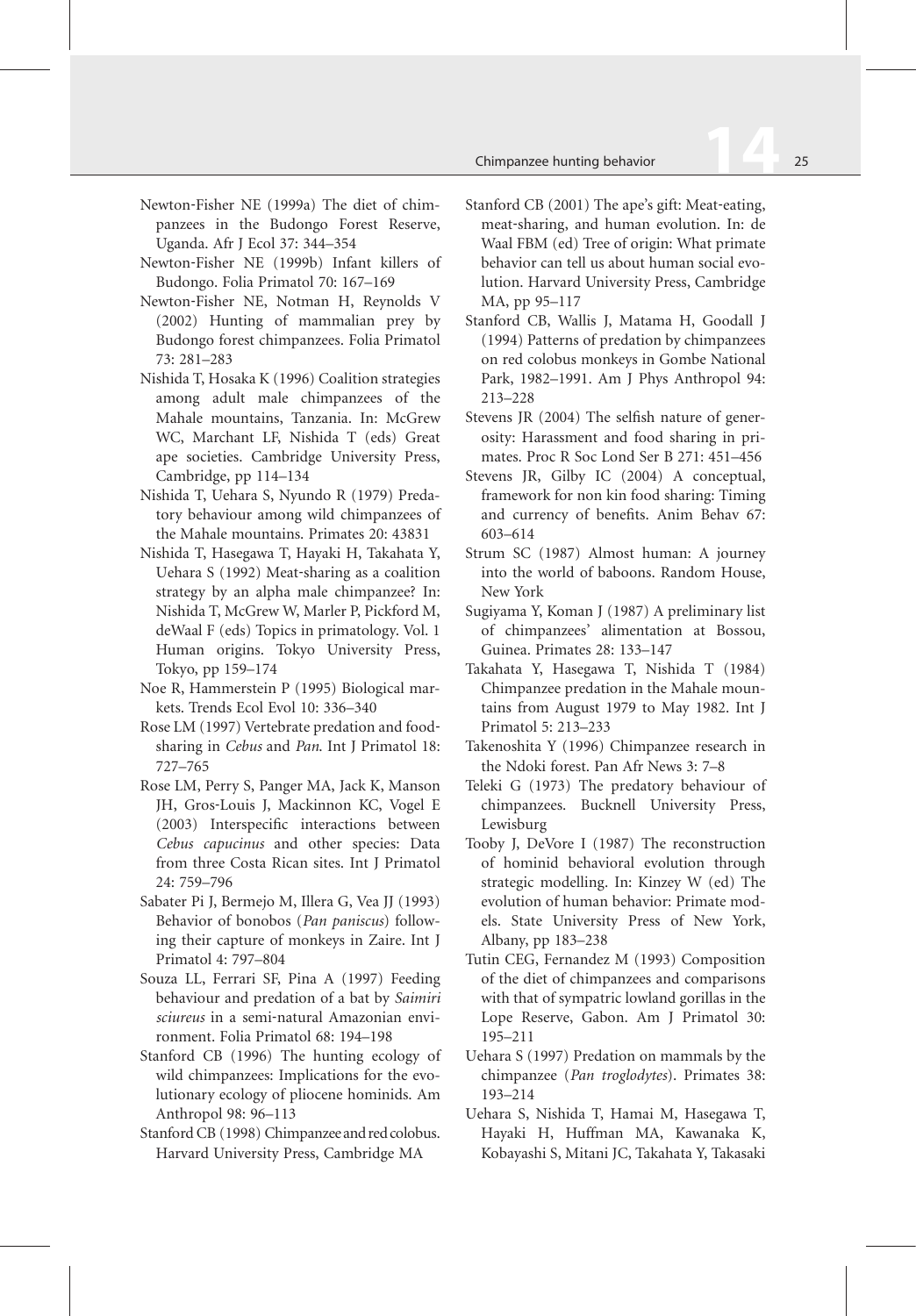Newton-Fisher NE (1999a) The diet of chimpanzees in the Budongo Forest Reserve, Uganda. Afr J Ecol 37: 344–354

Newton-Fisher NE (1999b) Infant killers of Budongo. Folia Primatol 70: 167–169

Newton-Fisher NE, Notman H, Reynolds V (2002) Hunting of mammalian prey by Budongo forest chimpanzees. Folia Primatol 73: 281–283

Nishida T, Hosaka K (1996) Coalition strategies among adult male chimpanzees of the Mahale mountains, Tanzania. In: McGrew WC, Marchant LF, Nishida T (eds) Great ape societies. Cambridge University Press, Cambridge, pp 114–134

Nishida T, Uehara S, Nyundo R (1979) Predatory behaviour among wild chimpanzees of the Mahale mountains. Primates 20: 43831

Nishida T, Hasegawa T, Hayaki H, Takahata Y, Uehara S (1992) Meat-sharing as a coalition strategy by an alpha male chimpanzee? In: Nishida T, McGrew W, Marler P, Pickford M, deWaal F (eds) Topics in primatology. Vol. 1 Human origins. Tokyo University Press, Tokyo, pp 159–174

Noe R, Hammerstein P (1995) Biological markets. Trends Ecol Evol 10: 336–340

Rose LM (1997) Vertebrate predation and food-sharing in *Cebus* and *Pan*. Int J Primatol 18: 727–765

Rose LM, Perry S, Panger MA, Jack K, Manson JH, Gros-Louis J, Mackinnon KC, Vogel E (2003) Interspecific interactions between *Cebus capucinus* and other species: Data from three Costa Rican sites. Int J Primatol 24: 759–796

Sabater Pi J, Bermejo M, Illera G, Vea JJ (1993) Behavior of bonobos (*Pan paniscus*) following their capture of monkeys in Zaire. Int J Primatol 4: 797–804

Souza LL, Ferrari SF, Pina A (1997) Feeding behaviour and predation of a bat by *Saimiri sciureus* in a semi-natural Amazonian environment. Folia Primatol 68: 194–198

Stanford CB (1996) The hunting ecology of wild chimpanzees: Implications for the evolutionary ecology of pliocene hominids. Am Anthropol 98: 96–113

Stanford CB (1998) Chimpanzee and red colobus. Harvard University Press, Cambridge MA

Stanford CB (2001) The ape's gift: Meat-eating, meat-sharing, and human evolution. In: de Waal FBM (ed) Tree of origin: What primate behavior can tell us about human social evolution. Harvard University Press, Cambridge MA, pp 95–117

Stanford CB, Wallis J, Matama H, Goodall J (1994) Patterns of predation by chimpanzees on red colobus monkeys in Gombe National Park, 1982–1991. Am J Phys Anthropol 94: 213–228

Stevens JR (2004) The selfish nature of generosity: Harassment and food sharing in primates. Proc R Soc Lond Ser B 271: 451–456

Stevens JR, Gilby IC (2004) A conceptual, framework for non kin food sharing: Timing and currency of benefits. Anim Behav 67: 603–614

Strum SC (1987) Almost human: A journey into the world of baboons. Random House, New York

Sugiyama Y, Koman J (1987) A preliminary list of chimpanzees' alimentation at Bossou, Guinea. Primates 28: 133–147

Takahata Y, Hasegawa T, Nishida T (1984) Chimpanzee predation in the Mahale mountains from August 1979 to May 1982. Int J Primatol 5: 213–233

Takenoshita Y (1996) Chimpanzee research in the Ndoki forest. Pan Afr News 3: 7–8

Teleki G (1973) The predatory behaviour of chimpanzees. Bucknell University Press, Lewisburg

Tooby J, DeVore I (1987) The reconstruction of hominid behavioral evolution through strategic modelling. In: Kinzey W (ed) The evolution of human behavior: Primate models. State University Press of New York, Albany, pp 183–238

Tutin CEG, Fernandez M (1993) Composition of the diet of chimpanzees and comparisons with that of sympatric lowland gorillas in the Lope Reserve, Gabon. Am J Primatol 30: 195–211

Uehara S (1997) Predation on mammals by the chimpanzee (*Pan troglodytes*). Primates 38: 193–214

Uehara S, Nishida T, Hamai M, Hasegawa T, Hayaki H, Huffman MA, Kawanaka K, Kobayashi S, Mitani JC, Takahata Y, Takasaki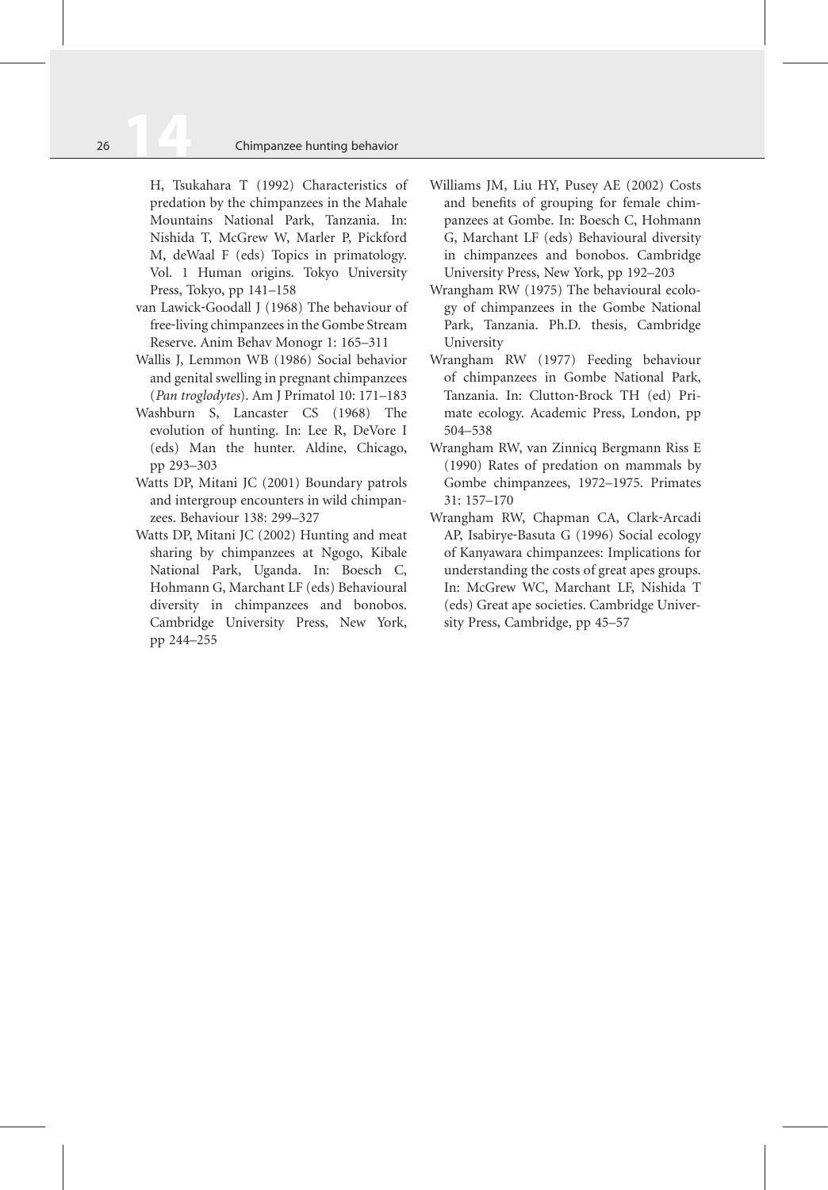H, Tsukahara T (1992) Characteristics of predation by the chimpanzees in the Mahale Mountains National Park, Tanzania. In: Nishida T, McGrew W, Marler P, Pickford M, deWaal F (eds) Topics in primatology. Vol. 1 Human origins. Tokyo University Press, Tokyo, pp 141–158

van Lawick-Goodall J (1968) The behaviour of free-living chimpanzees in the Gombe Stream Reserve. Anim Behav Monogr 1: 165–311

Wallis J, Lemmon WB (1986) Social behavior and genital swelling in pregnant chimpanzees (*Pan troglodytes*). Am J Primatol 10: 171–183

Washburn S, Lancaster CS (1968) The evolution of hunting. In: Lee R, DeVore I (eds) Man the hunter. Aldine, Chicago, pp 293–303

Watts DP, Mitani JC (2001) Boundary patrols and intergroup encounters in wild chimpanzees. Behaviour 138: 299–327

Watts DP, Mitani JC (2002) Hunting and meat sharing by chimpanzees at Ngogo, Kibale National Park, Uganda. In: Boesch C, Hohmann G, Marchant LF (eds) Behavioural diversity in chimpanzees and bonobos. Cambridge University Press, New York, pp 244–255

Williams JM, Liu HY, Pusey AE (2002) Costs and benefits of grouping for female chimpanzees at Gombe. In: Boesch C, Hohmann G, Marchant LF (eds) Behavioural diversity in chimpanzees and bonobos. Cambridge University Press, New York, pp 192–203

Wrangham RW (1975) The behavioural ecology of chimpanzees in the Gombe National Park, Tanzania. Ph.D. thesis, Cambridge University

Wrangham RW (1977) Feeding behaviour of chimpanzees in Gombe National Park, Tanzania. In: Clutton-Brock TH (ed) Primate ecology. Academic Press, London, pp 504–538

Wrangham RW, van Zinnicq Bergmann Riss E (1990) Rates of predation on mammals by Gombe chimpanzees, 1972–1975. Primates 31: 157–170

Wrangham RW, Chapman CA, Clark-Arcadi AP, Isabirye-Basuta G (1996) Social ecology of Kanyawara chimpanzees: Implications for understanding the costs of great apes groups. In: McGrew WC, Marchant LF, Nishida T (eds) Great ape societies. Cambridge University Press, Cambridge, pp 45–57